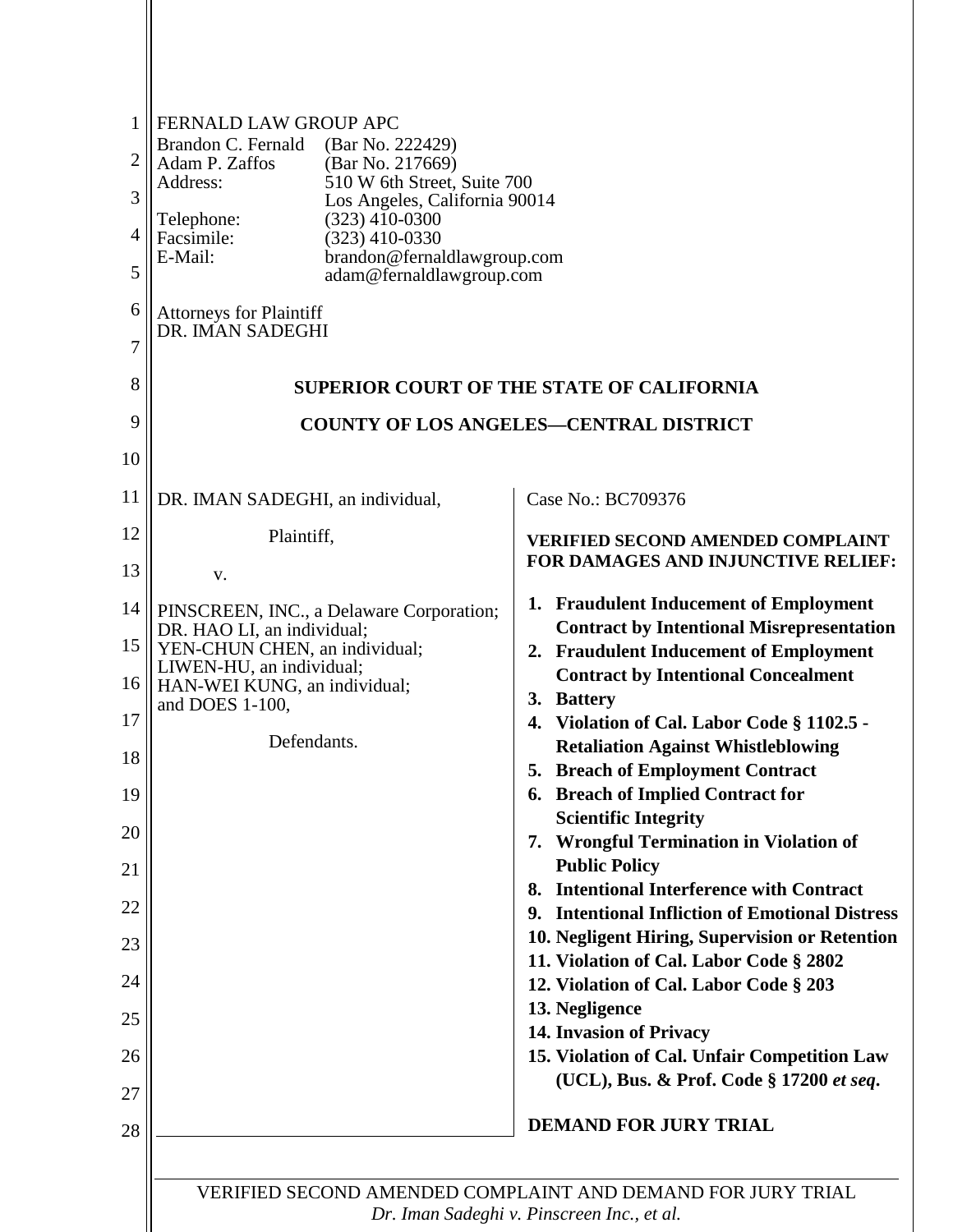FERNALD LAW GROUP APC
Brandon C. Fernald (Bar No. 222429)
Adam P. Zaffos (Bar No. 217669)
Address: 510 W 6th Street, Suite 700
Los Angeles, California 90014
Telephone: (323) 410-0300
Facsimile: (323) 410-0330
E-Mail: brandon@fernaldlawgroup.com
adam@fernaldlawgroup.com

Attorneys for Plaintiff
DR. IMAN SADEGHI

**SUPERIOR COURT OF THE STATE OF CALIFORNIA**

**COUNTY OF LOS ANGELES—CENTRAL DISTRICT**

DR. IMAN SADEGHI, an individual,

Plaintiff,

v.

PINSCREEN, INC., a Delaware Corporation;
DR. HAO LI, an individual;
YEN-CHUN CHEN, an individual;
LIWEN-HU, an individual;
HAN-WEI KUNG, an individual;
and DOES 1-100,

Defendants.

Case No.: BC709376

**VERIFIED SECOND AMENDED COMPLAINT FOR DAMAGES AND INJUNCTIVE RELIEF:**

1. **Fraudulent Inducement of Employment Contract by Intentional Misrepresentation**
2. **Fraudulent Inducement of Employment Contract by Intentional Concealment**
3. **Battery**
4. **Violation of Cal. Labor Code § 1102.5 - Retaliation Against Whistleblowing**
5. **Breach of Employment Contract**
6. **Breach of Implied Contract for Scientific Integrity**
7. **Wrongful Termination in Violation of Public Policy**
8. **Intentional Interference with Contract**
9. **Intentional Infliction of Emotional Distress**
10. **Negligent Hiring, Supervision or Retention**
11. **Violation of Cal. Labor Code § 2802**
12. **Violation of Cal. Labor Code § 203**
13. **Negligence**
14. **Invasion of Privacy**
15. **Violation of Cal. Unfair Competition Law (UCL), Bus. & Prof. Code § 17200 *et seq*.**

**DEMAND FOR JURY TRIAL**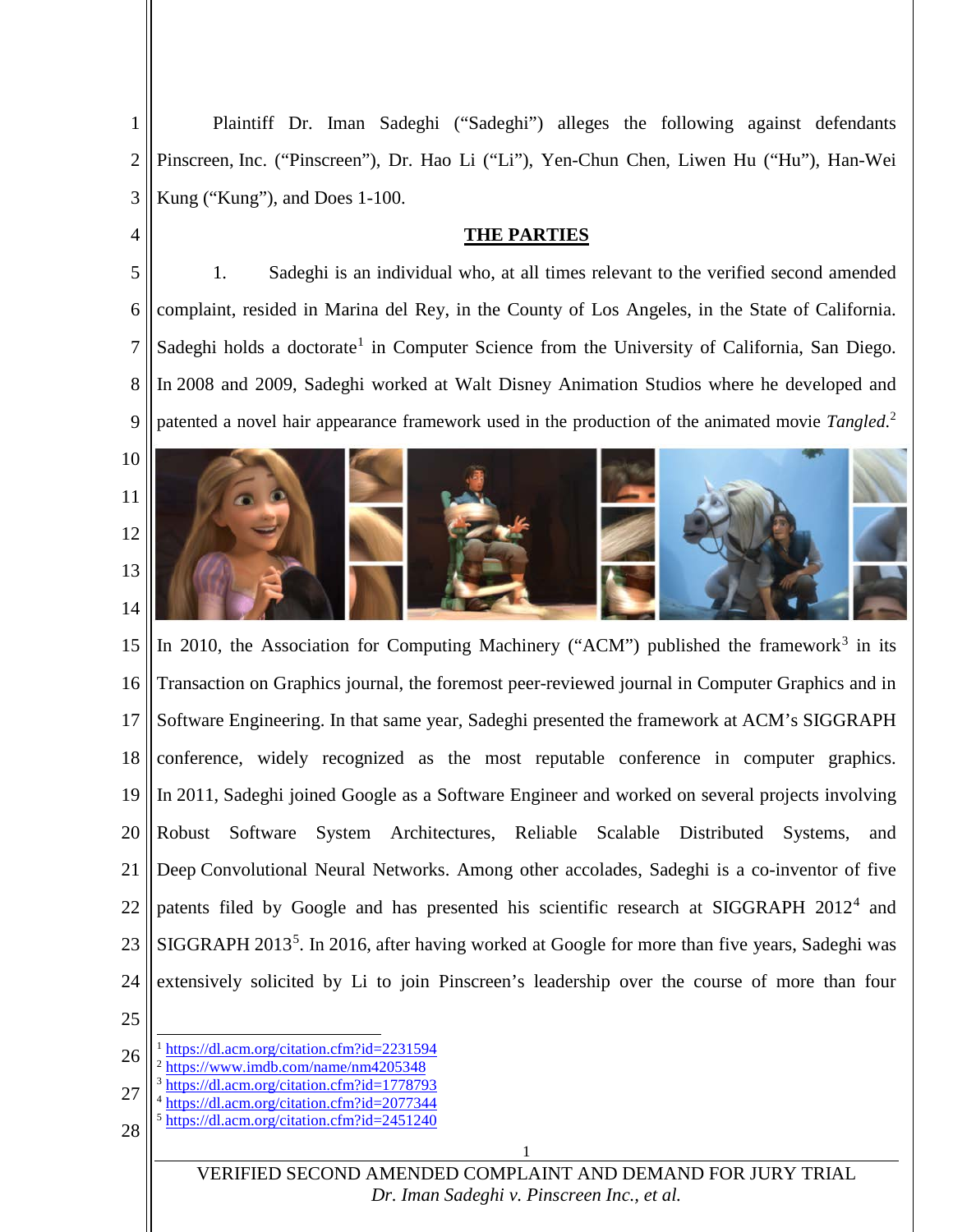Plaintiff Dr. Iman Sadeghi ("Sadeghi") alleges the following against defendants Pinscreen, Inc. ("Pinscreen"), Dr. Hao Li ("Li"), Yen-Chun Chen, Liwen Hu ("Hu"), Han-Wei Kung ("Kung"), and Does 1-100.

## THE PARTIES

1. Sadeghi is an individual who, at all times relevant to the verified second amended complaint, resided in Marina del Rey, in the County of Los Angeles, in the State of California. Sadeghi holds a doctorate[1] in Computer Science from the University of California, San Diego. In 2008 and 2009, Sadeghi worked at Walt Disney Animation Studios where he developed and patented a novel hair appearance framework used in the production of the animated movie *Tangled*.[2]

In 2010, the Association for Computing Machinery ("ACM") published the framework[3] in its Transaction on Graphics journal, the foremost peer-reviewed journal in Computer Graphics and in Software Engineering. In that same year, Sadeghi presented the framework at ACM's SIGGRAPH conference, widely recognized as the most reputable conference in computer graphics. In 2011, Sadeghi joined Google as a Software Engineer and worked on several projects involving Robust Software System Architectures, Reliable Scalable Distributed Systems, and Deep Convolutional Neural Networks. Among other accolades, Sadeghi is a co-inventor of five patents filed by Google and has presented his scientific research at SIGGRAPH 2012[4] and SIGGRAPH 2013[5]. In 2016, after having worked at Google for more than five years, Sadeghi was extensively solicited by Li to join Pinscreen's leadership over the course of more than four

---

[1] https://dl.acm.org/citation.cfm?id=2231594
[2] https://www.imdb.com/name/nm4205348
[3] https://dl.acm.org/citation.cfm?id=1778793
[4] https://dl.acm.org/citation.cfm?id=2077344
[5] https://dl.acm.org/citation.cfm?id=2451240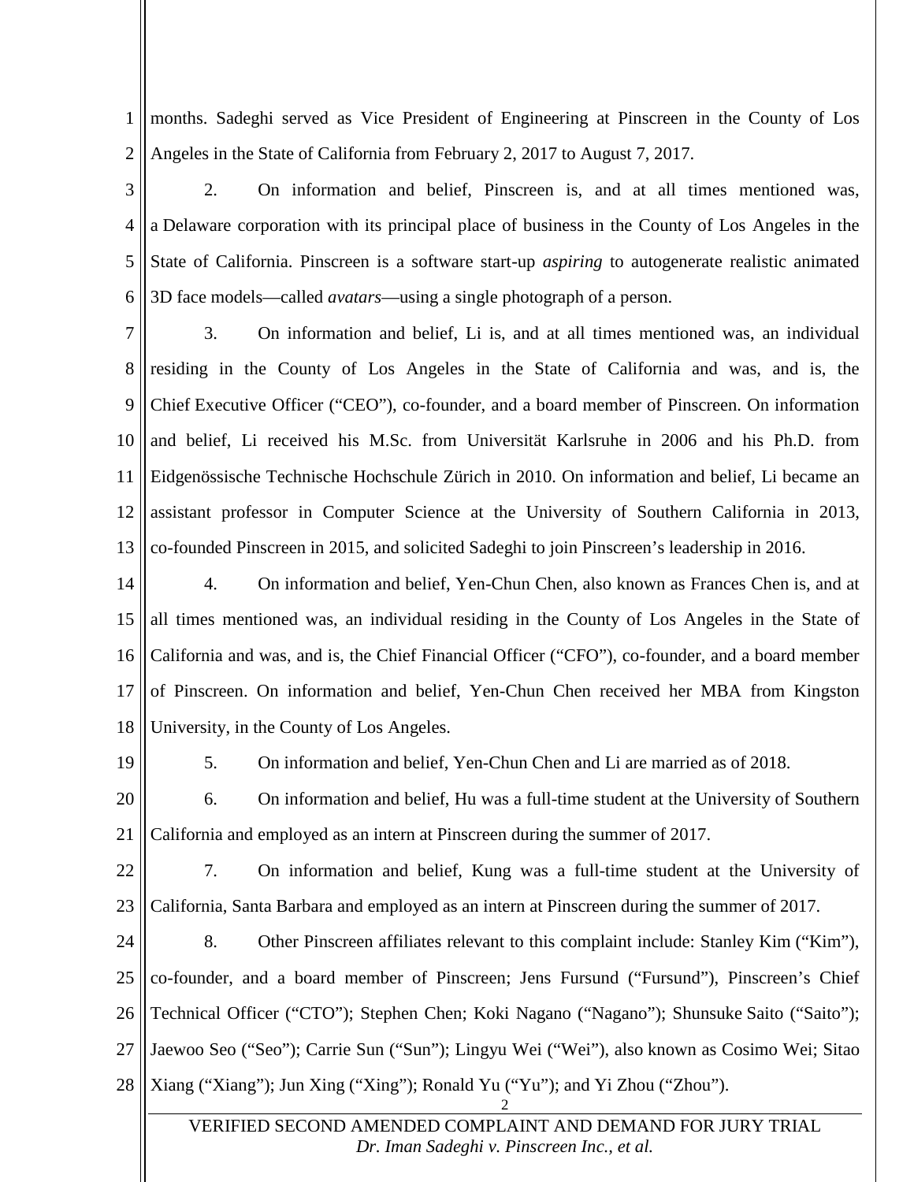months. Sadeghi served as Vice President of Engineering at Pinscreen in the County of Los Angeles in the State of California from February 2, 2017 to August 7, 2017.

2. On information and belief, Pinscreen is, and at all times mentioned was, a Delaware corporation with its principal place of business in the County of Los Angeles in the State of California. Pinscreen is a software start-up *aspiring* to autogenerate realistic animated 3D face models—called *avatars*—using a single photograph of a person.

3. On information and belief, Li is, and at all times mentioned was, an individual residing in the County of Los Angeles in the State of California and was, and is, the Chief Executive Officer ("CEO"), co-founder, and a board member of Pinscreen. On information and belief, Li received his M.Sc. from Universität Karlsruhe in 2006 and his Ph.D. from Eidgenössische Technische Hochschule Zürich in 2010. On information and belief, Li became an assistant professor in Computer Science at the University of Southern California in 2013, co-founded Pinscreen in 2015, and solicited Sadeghi to join Pinscreen's leadership in 2016.

4. On information and belief, Yen-Chun Chen, also known as Frances Chen is, and at all times mentioned was, an individual residing in the County of Los Angeles in the State of California and was, and is, the Chief Financial Officer ("CFO"), co-founder, and a board member of Pinscreen. On information and belief, Yen-Chun Chen received her MBA from Kingston University, in the County of Los Angeles.

5. On information and belief, Yen-Chun Chen and Li are married as of 2018.

6. On information and belief, Hu was a full-time student at the University of Southern California and employed as an intern at Pinscreen during the summer of 2017.

7. On information and belief, Kung was a full-time student at the University of California, Santa Barbara and employed as an intern at Pinscreen during the summer of 2017.

8. Other Pinscreen affiliates relevant to this complaint include: Stanley Kim ("Kim"), co-founder, and a board member of Pinscreen; Jens Fursund ("Fursund"), Pinscreen's Chief Technical Officer ("CTO"); Stephen Chen; Koki Nagano ("Nagano"); Shunsuke Saito ("Saito"); Jaewoo Seo ("Seo"); Carrie Sun ("Sun"); Lingyu Wei ("Wei"), also known as Cosimo Wei; Sitao Xiang ("Xiang"); Jun Xing ("Xing"); Ronald Yu ("Yu"); and Yi Zhou ("Zhou").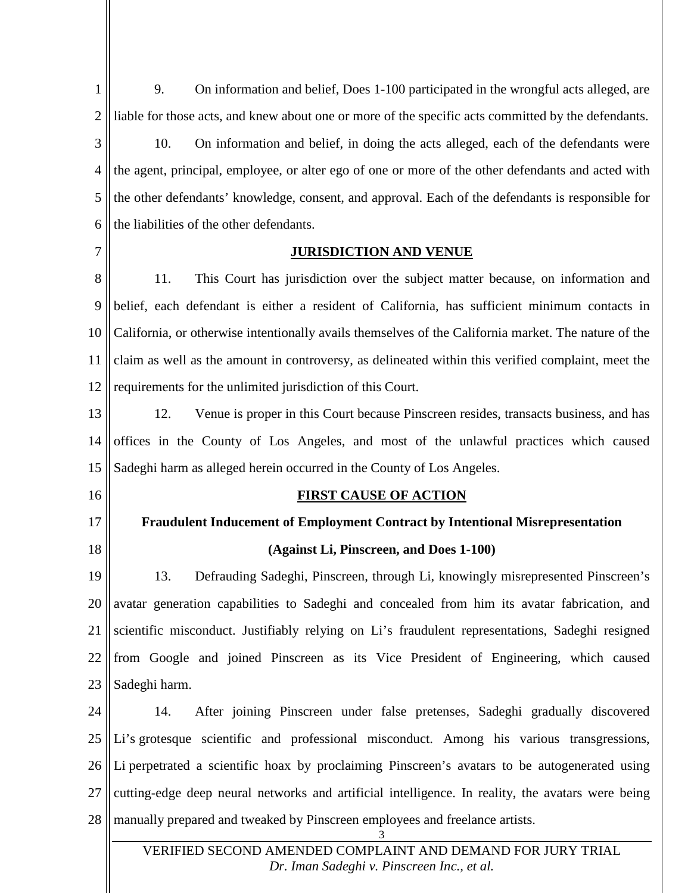9. On information and belief, Does 1-100 participated in the wrongful acts alleged, are liable for those acts, and knew about one or more of the specific acts committed by the defendants.

10. On information and belief, in doing the acts alleged, each of the defendants were the agent, principal, employee, or alter ego of one or more of the other defendants and acted with the other defendants' knowledge, consent, and approval. Each of the defendants is responsible for the liabilities of the other defendants.

## JURISDICTION AND VENUE

11. This Court has jurisdiction over the subject matter because, on information and belief, each defendant is either a resident of California, has sufficient minimum contacts in California, or otherwise intentionally avails themselves of the California market. The nature of the claim as well as the amount in controversy, as delineated within this verified complaint, meet the requirements for the unlimited jurisdiction of this Court.

12. Venue is proper in this Court because Pinscreen resides, transacts business, and has offices in the County of Los Angeles, and most of the unlawful practices which caused Sadeghi harm as alleged herein occurred in the County of Los Angeles.

## FIRST CAUSE OF ACTION

### Fraudulent Inducement of Employment Contract by Intentional Misrepresentation

### (Against Li, Pinscreen, and Does 1-100)

13. Defrauding Sadeghi, Pinscreen, through Li, knowingly misrepresented Pinscreen's avatar generation capabilities to Sadeghi and concealed from him its avatar fabrication, and scientific misconduct. Justifiably relying on Li's fraudulent representations, Sadeghi resigned from Google and joined Pinscreen as its Vice President of Engineering, which caused Sadeghi harm.

14. After joining Pinscreen under false pretenses, Sadeghi gradually discovered Li's grotesque scientific and professional misconduct. Among his various transgressions, Li perpetrated a scientific hoax by proclaiming Pinscreen's avatars to be autogenerated using cutting-edge deep neural networks and artificial intelligence. In reality, the avatars were being manually prepared and tweaked by Pinscreen employees and freelance artists.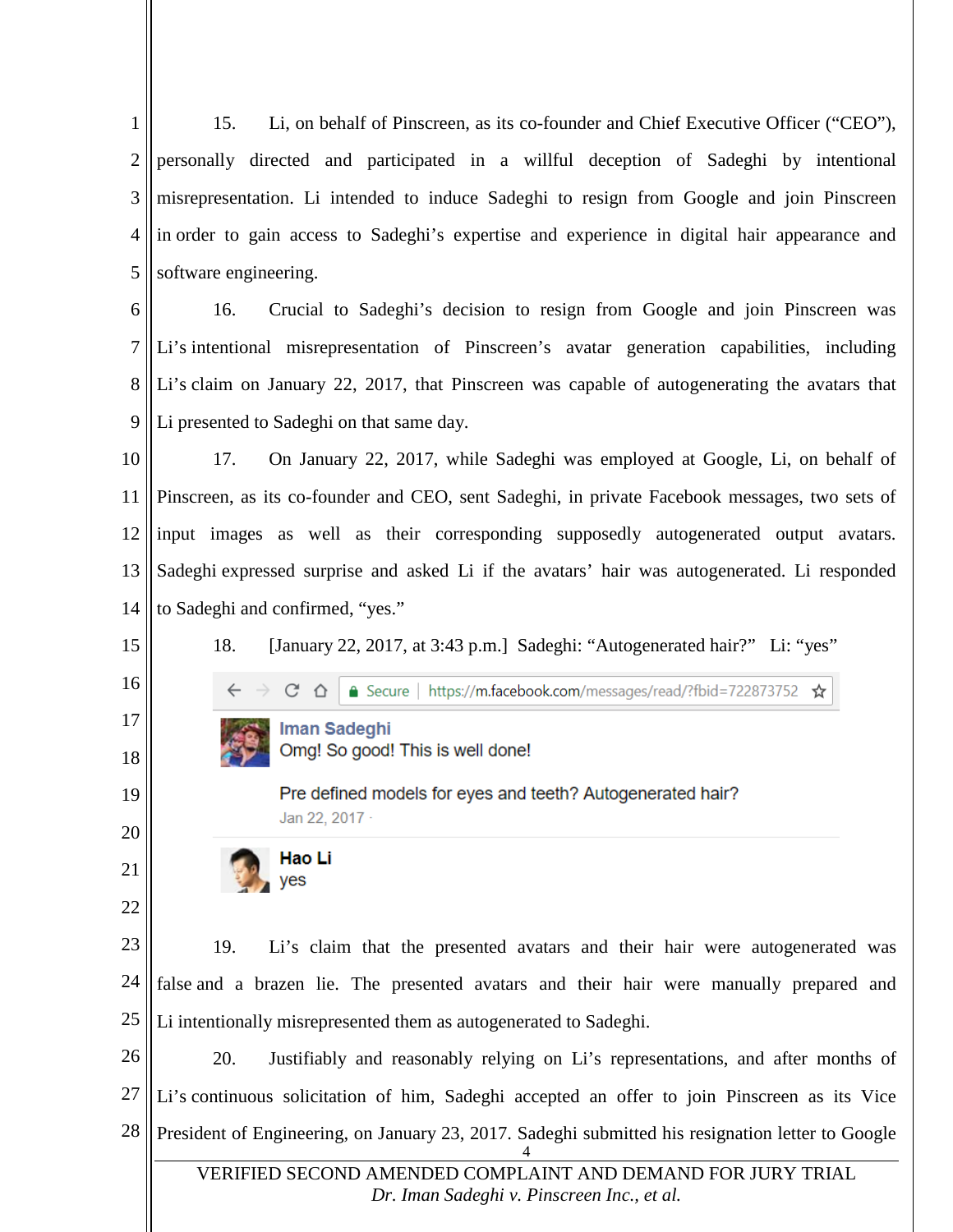15. Li, on behalf of Pinscreen, as its co-founder and Chief Executive Officer ("CEO"), personally directed and participated in a willful deception of Sadeghi by intentional misrepresentation. Li intended to induce Sadeghi to resign from Google and join Pinscreen in order to gain access to Sadeghi's expertise and experience in digital hair appearance and software engineering.

16. Crucial to Sadeghi's decision to resign from Google and join Pinscreen was Li's intentional misrepresentation of Pinscreen's avatar generation capabilities, including Li's claim on January 22, 2017, that Pinscreen was capable of autogenerating the avatars that Li presented to Sadeghi on that same day.

17. On January 22, 2017, while Sadeghi was employed at Google, Li, on behalf of Pinscreen, as its co-founder and CEO, sent Sadeghi, in private Facebook messages, two sets of input images as well as their corresponding supposedly autogenerated output avatars. Sadeghi expressed surprise and asked Li if the avatars' hair was autogenerated. Li responded to Sadeghi and confirmed, "yes."

18. [January 22, 2017, at 3:43 p.m.] Sadeghi: "Autogenerated hair?" Li: "yes"

Secure | https://m.facebook.com/messages/read/?fbid=722873752

**Iman Sadeghi**
Omg! So good! This is well done!

Pre defined models for eyes and teeth? Autogenerated hair?
Jan 22, 2017 ·

**Hao Li**
yes

19. Li's claim that the presented avatars and their hair were autogenerated was false and a brazen lie. The presented avatars and their hair were manually prepared and Li intentionally misrepresented them as autogenerated to Sadeghi.

20. Justifiably and reasonably relying on Li's representations, and after months of Li's continuous solicitation of him, Sadeghi accepted an offer to join Pinscreen as its Vice President of Engineering, on January 23, 2017. Sadeghi submitted his resignation letter to Google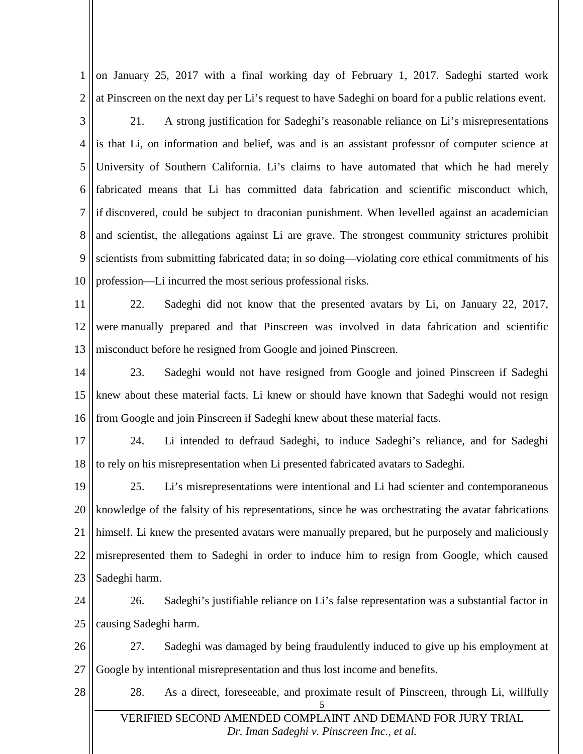on January 25, 2017 with a final working day of February 1, 2017. Sadeghi started work at Pinscreen on the next day per Li's request to have Sadeghi on board for a public relations event.

21. A strong justification for Sadeghi's reasonable reliance on Li's misrepresentations is that Li, on information and belief, was and is an assistant professor of computer science at University of Southern California. Li's claims to have automated that which he had merely fabricated means that Li has committed data fabrication and scientific misconduct which, if discovered, could be subject to draconian punishment. When levelled against an academician and scientist, the allegations against Li are grave. The strongest community strictures prohibit scientists from submitting fabricated data; in so doing—violating core ethical commitments of his profession—Li incurred the most serious professional risks.

22. Sadeghi did not know that the presented avatars by Li, on January 22, 2017, were manually prepared and that Pinscreen was involved in data fabrication and scientific misconduct before he resigned from Google and joined Pinscreen.

23. Sadeghi would not have resigned from Google and joined Pinscreen if Sadeghi knew about these material facts. Li knew or should have known that Sadeghi would not resign from Google and join Pinscreen if Sadeghi knew about these material facts.

24. Li intended to defraud Sadeghi, to induce Sadeghi's reliance, and for Sadeghi to rely on his misrepresentation when Li presented fabricated avatars to Sadeghi.

25. Li's misrepresentations were intentional and Li had scienter and contemporaneous knowledge of the falsity of his representations, since he was orchestrating the avatar fabrications himself. Li knew the presented avatars were manually prepared, but he purposely and maliciously misrepresented them to Sadeghi in order to induce him to resign from Google, which caused Sadeghi harm.

26. Sadeghi's justifiable reliance on Li's false representation was a substantial factor in causing Sadeghi harm.

27. Sadeghi was damaged by being fraudulently induced to give up his employment at Google by intentional misrepresentation and thus lost income and benefits.

28. As a direct, foreseeable, and proximate result of Pinscreen, through Li, willfully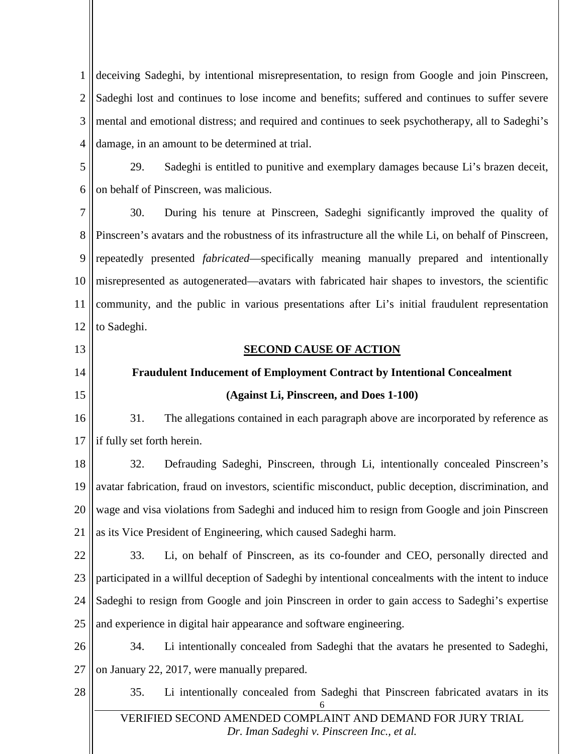deceiving Sadeghi, by intentional misrepresentation, to resign from Google and join Pinscreen, Sadeghi lost and continues to lose income and benefits; suffered and continues to suffer severe mental and emotional distress; and required and continues to seek psychotherapy, all to Sadeghi's damage, in an amount to be determined at trial.

29. Sadeghi is entitled to punitive and exemplary damages because Li's brazen deceit, on behalf of Pinscreen, was malicious.

30. During his tenure at Pinscreen, Sadeghi significantly improved the quality of Pinscreen's avatars and the robustness of its infrastructure all the while Li, on behalf of Pinscreen, repeatedly presented *fabricated*—specifically meaning manually prepared and intentionally misrepresented as autogenerated—avatars with fabricated hair shapes to investors, the scientific community, and the public in various presentations after Li's initial fraudulent representation to Sadeghi.

**SECOND CAUSE OF ACTION**

**Fraudulent Inducement of Employment Contract by Intentional Concealment**

**(Against Li, Pinscreen, and Does 1-100)**

31. The allegations contained in each paragraph above are incorporated by reference as if fully set forth herein.

32. Defrauding Sadeghi, Pinscreen, through Li, intentionally concealed Pinscreen's avatar fabrication, fraud on investors, scientific misconduct, public deception, discrimination, and wage and visa violations from Sadeghi and induced him to resign from Google and join Pinscreen as its Vice President of Engineering, which caused Sadeghi harm.

33. Li, on behalf of Pinscreen, as its co-founder and CEO, personally directed and participated in a willful deception of Sadeghi by intentional concealments with the intent to induce Sadeghi to resign from Google and join Pinscreen in order to gain access to Sadeghi's expertise and experience in digital hair appearance and software engineering.

34. Li intentionally concealed from Sadeghi that the avatars he presented to Sadeghi, on January 22, 2017, were manually prepared.

35. Li intentionally concealed from Sadeghi that Pinscreen fabricated avatars in its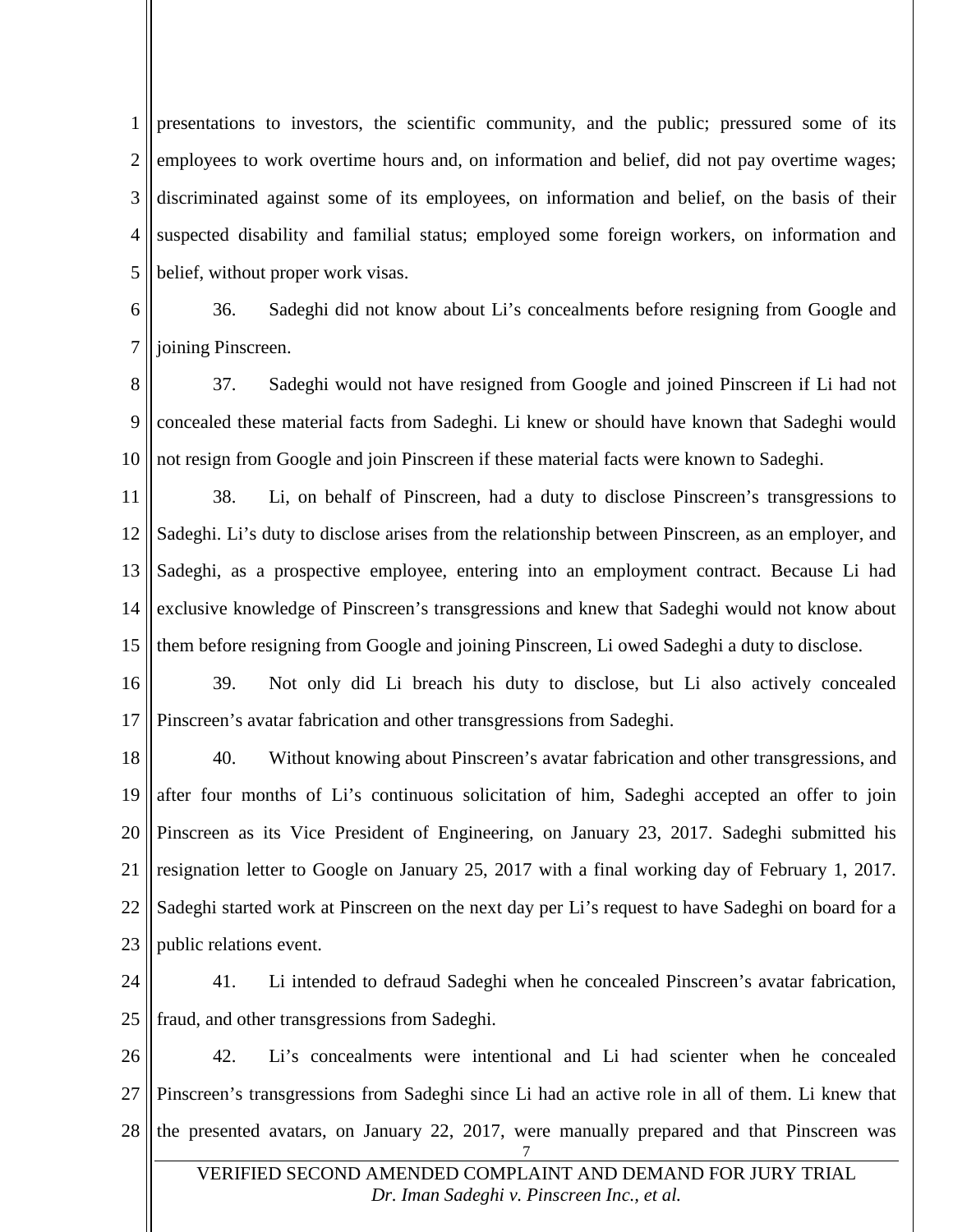presentations to investors, the scientific community, and the public; pressured some of its employees to work overtime hours and, on information and belief, did not pay overtime wages; discriminated against some of its employees, on information and belief, on the basis of their suspected disability and familial status; employed some foreign workers, on information and belief, without proper work visas.

36. Sadeghi did not know about Li's concealments before resigning from Google and joining Pinscreen.

37. Sadeghi would not have resigned from Google and joined Pinscreen if Li had not concealed these material facts from Sadeghi. Li knew or should have known that Sadeghi would not resign from Google and join Pinscreen if these material facts were known to Sadeghi.

38. Li, on behalf of Pinscreen, had a duty to disclose Pinscreen's transgressions to Sadeghi. Li's duty to disclose arises from the relationship between Pinscreen, as an employer, and Sadeghi, as a prospective employee, entering into an employment contract. Because Li had exclusive knowledge of Pinscreen's transgressions and knew that Sadeghi would not know about them before resigning from Google and joining Pinscreen, Li owed Sadeghi a duty to disclose.

39. Not only did Li breach his duty to disclose, but Li also actively concealed Pinscreen's avatar fabrication and other transgressions from Sadeghi.

40. Without knowing about Pinscreen's avatar fabrication and other transgressions, and after four months of Li's continuous solicitation of him, Sadeghi accepted an offer to join Pinscreen as its Vice President of Engineering, on January 23, 2017. Sadeghi submitted his resignation letter to Google on January 25, 2017 with a final working day of February 1, 2017. Sadeghi started work at Pinscreen on the next day per Li's request to have Sadeghi on board for a public relations event.

41. Li intended to defraud Sadeghi when he concealed Pinscreen's avatar fabrication, fraud, and other transgressions from Sadeghi.

42. Li's concealments were intentional and Li had scienter when he concealed Pinscreen's transgressions from Sadeghi since Li had an active role in all of them. Li knew that the presented avatars, on January 22, 2017, were manually prepared and that Pinscreen was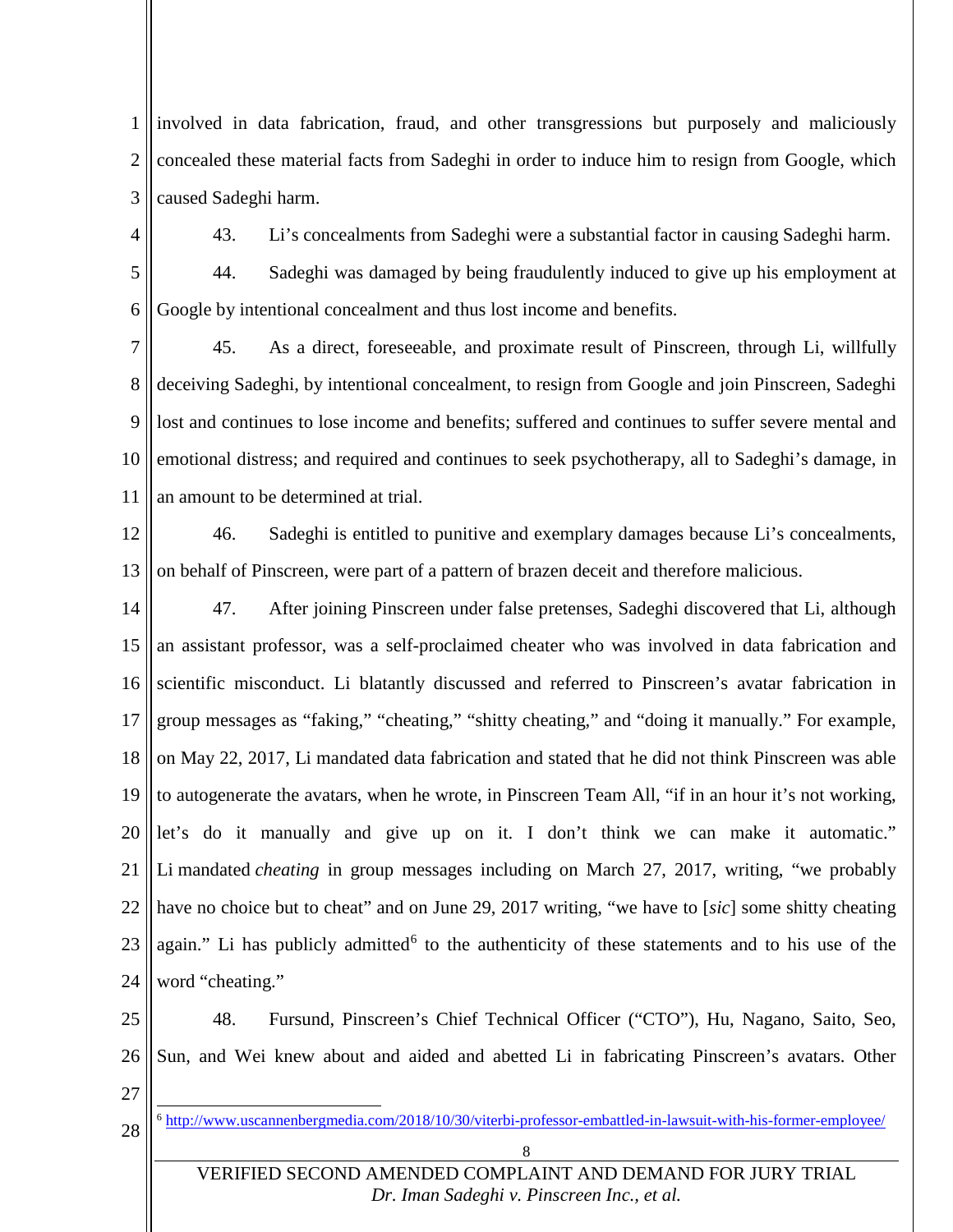involved in data fabrication, fraud, and other transgressions but purposely and maliciously concealed these material facts from Sadeghi in order to induce him to resign from Google, which caused Sadeghi harm.

43. Li's concealments from Sadeghi were a substantial factor in causing Sadeghi harm.

44. Sadeghi was damaged by being fraudulently induced to give up his employment at Google by intentional concealment and thus lost income and benefits.

45. As a direct, foreseeable, and proximate result of Pinscreen, through Li, willfully deceiving Sadeghi, by intentional concealment, to resign from Google and join Pinscreen, Sadeghi lost and continues to lose income and benefits; suffered and continues to suffer severe mental and emotional distress; and required and continues to seek psychotherapy, all to Sadeghi's damage, in an amount to be determined at trial.

46. Sadeghi is entitled to punitive and exemplary damages because Li's concealments, on behalf of Pinscreen, were part of a pattern of brazen deceit and therefore malicious.

47. After joining Pinscreen under false pretenses, Sadeghi discovered that Li, although an assistant professor, was a self-proclaimed cheater who was involved in data fabrication and scientific misconduct. Li blatantly discussed and referred to Pinscreen's avatar fabrication in group messages as "faking," "cheating," "shitty cheating," and "doing it manually." For example, on May 22, 2017, Li mandated data fabrication and stated that he did not think Pinscreen was able to autogenerate the avatars, when he wrote, in Pinscreen Team All, "if in an hour it's not working, let's do it manually and give up on it. I don't think we can make it automatic." Li mandated *cheating* in group messages including on March 27, 2017, writing, "we probably have no choice but to cheat" and on June 29, 2017 writing, "we have to [*sic*] some shitty cheating again." Li has publicly admitted[6] to the authenticity of these statements and to his use of the word "cheating."

48. Fursund, Pinscreen's Chief Technical Officer ("CTO"), Hu, Nagano, Saito, Seo, Sun, and Wei knew about and aided and abetted Li in fabricating Pinscreen's avatars. Other

[6] http://www.uscannenbergmedia.com/2018/10/30/viterbi-professor-embattled-in-lawsuit-with-his-former-employee/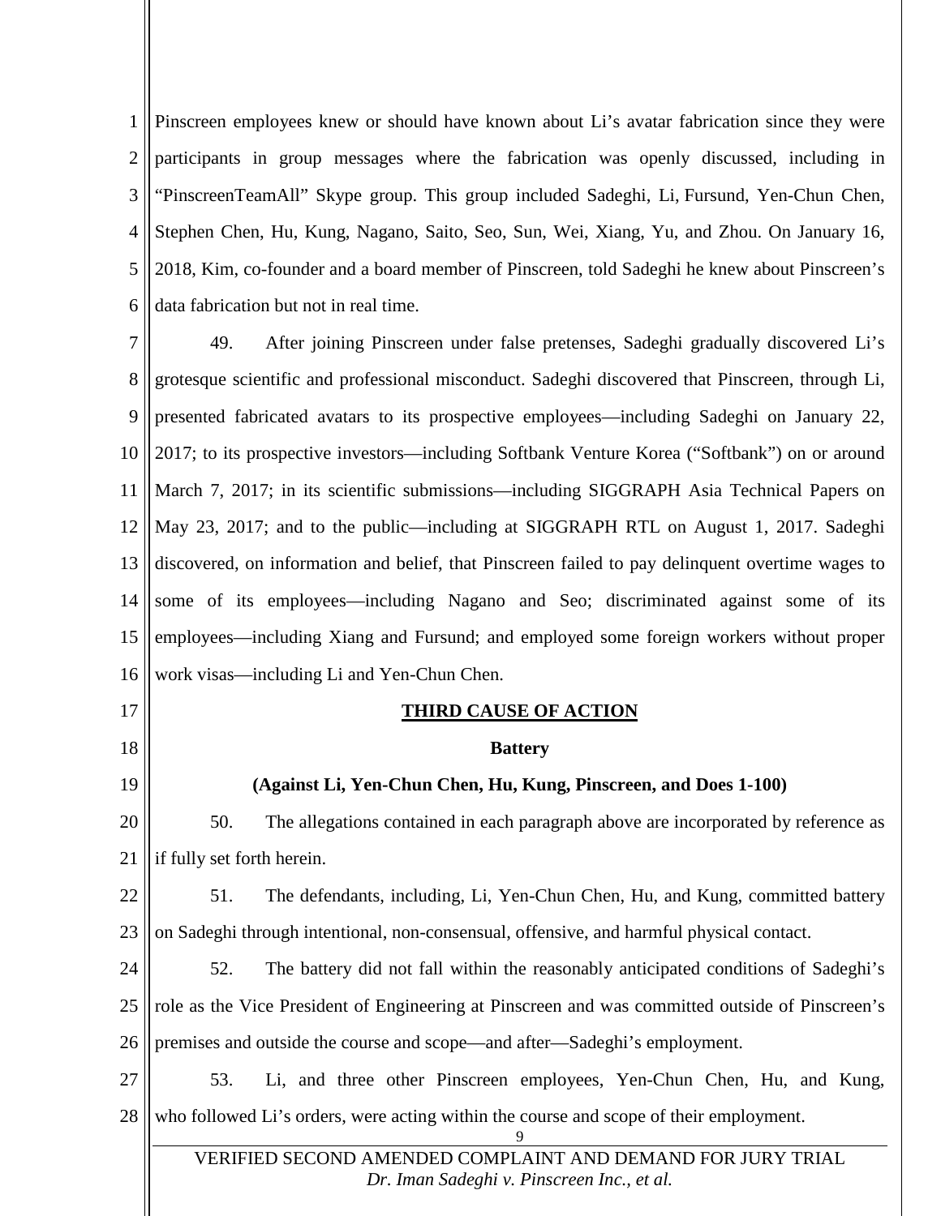Pinscreen employees knew or should have known about Li's avatar fabrication since they were participants in group messages where the fabrication was openly discussed, including in "PinscreenTeamAll" Skype group. This group included Sadeghi, Li, Fursund, Yen-Chun Chen, Stephen Chen, Hu, Kung, Nagano, Saito, Seo, Sun, Wei, Xiang, Yu, and Zhou. On January 16, 2018, Kim, co-founder and a board member of Pinscreen, told Sadeghi he knew about Pinscreen's data fabrication but not in real time.

49. After joining Pinscreen under false pretenses, Sadeghi gradually discovered Li's grotesque scientific and professional misconduct. Sadeghi discovered that Pinscreen, through Li, presented fabricated avatars to its prospective employees—including Sadeghi on January 22, 2017; to its prospective investors—including Softbank Venture Korea ("Softbank") on or around March 7, 2017; in its scientific submissions—including SIGGRAPH Asia Technical Papers on May 23, 2017; and to the public—including at SIGGRAPH RTL on August 1, 2017. Sadeghi discovered, on information and belief, that Pinscreen failed to pay delinquent overtime wages to some of its employees—including Nagano and Seo; discriminated against some of its employees—including Xiang and Fursund; and employed some foreign workers without proper work visas—including Li and Yen-Chun Chen.

## THIRD CAUSE OF ACTION

### Battery

### (Against Li, Yen-Chun Chen, Hu, Kung, Pinscreen, and Does 1-100)

50. The allegations contained in each paragraph above are incorporated by reference as if fully set forth herein.

51. The defendants, including, Li, Yen-Chun Chen, Hu, and Kung, committed battery on Sadeghi through intentional, non-consensual, offensive, and harmful physical contact.

52. The battery did not fall within the reasonably anticipated conditions of Sadeghi's role as the Vice President of Engineering at Pinscreen and was committed outside of Pinscreen's premises and outside the course and scope—and after—Sadeghi's employment.

53. Li, and three other Pinscreen employees, Yen-Chun Chen, Hu, and Kung, who followed Li's orders, were acting within the course and scope of their employment.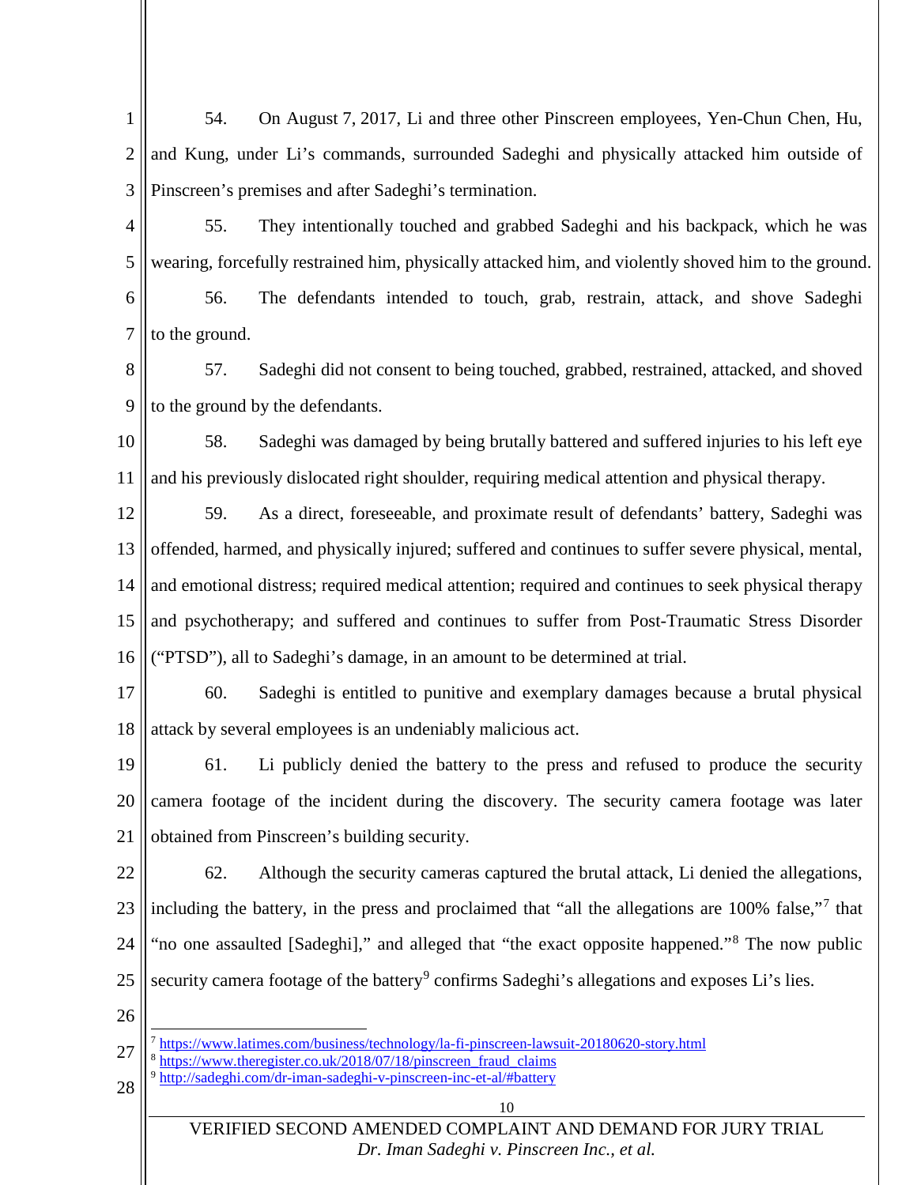54. On August 7, 2017, Li and three other Pinscreen employees, Yen-Chun Chen, Hu, and Kung, under Li's commands, surrounded Sadeghi and physically attacked him outside of Pinscreen's premises and after Sadeghi's termination.

55. They intentionally touched and grabbed Sadeghi and his backpack, which he was wearing, forcefully restrained him, physically attacked him, and violently shoved him to the ground.

56. The defendants intended to touch, grab, restrain, attack, and shove Sadeghi to the ground.

57. Sadeghi did not consent to being touched, grabbed, restrained, attacked, and shoved to the ground by the defendants.

58. Sadeghi was damaged by being brutally battered and suffered injuries to his left eye and his previously dislocated right shoulder, requiring medical attention and physical therapy.

59. As a direct, foreseeable, and proximate result of defendants' battery, Sadeghi was offended, harmed, and physically injured; suffered and continues to suffer severe physical, mental, and emotional distress; required medical attention; required and continues to seek physical therapy and psychotherapy; and suffered and continues to suffer from Post-Traumatic Stress Disorder ("PTSD"), all to Sadeghi's damage, in an amount to be determined at trial.

60. Sadeghi is entitled to punitive and exemplary damages because a brutal physical attack by several employees is an undeniably malicious act.

61. Li publicly denied the battery to the press and refused to produce the security camera footage of the incident during the discovery. The security camera footage was later obtained from Pinscreen's building security.

62. Although the security cameras captured the brutal attack, Li denied the allegations, including the battery, in the press and proclaimed that "all the allegations are 100% false,"[7] that "no one assaulted [Sadeghi]," and alleged that "the exact opposite happened."[8] The now public security camera footage of the battery[9] confirms Sadeghi's allegations and exposes Li's lies.

---

[7] https://www.latimes.com/business/technology/la-fi-pinscreen-lawsuit-20180620-story.html

[8] https://www.theregister.co.uk/2018/07/18/pinscreen_fraud_claims

[9] http://sadeghi.com/dr-iman-sadeghi-v-pinscreen-inc-et-al/#battery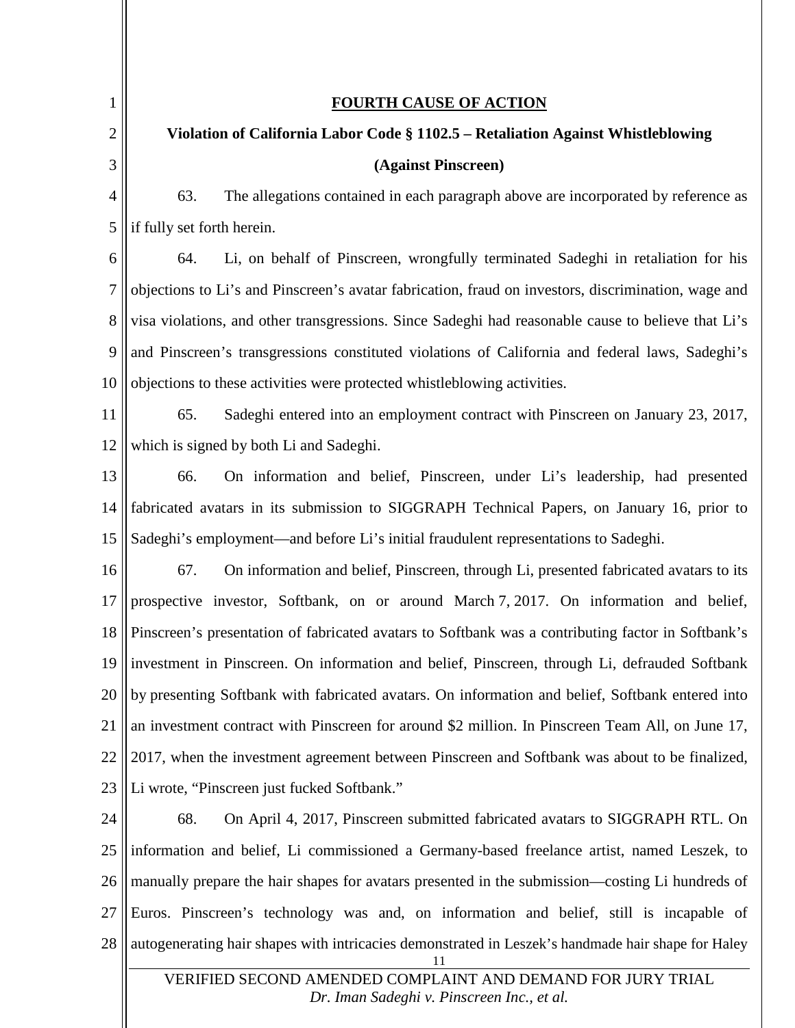## FOURTH CAUSE OF ACTION

**Violation of California Labor Code § 1102.5 – Retaliation Against Whistleblowing**

**(Against Pinscreen)**

63. The allegations contained in each paragraph above are incorporated by reference as if fully set forth herein.

64. Li, on behalf of Pinscreen, wrongfully terminated Sadeghi in retaliation for his objections to Li's and Pinscreen's avatar fabrication, fraud on investors, discrimination, wage and visa violations, and other transgressions. Since Sadeghi had reasonable cause to believe that Li's and Pinscreen's transgressions constituted violations of California and federal laws, Sadeghi's objections to these activities were protected whistleblowing activities.

65. Sadeghi entered into an employment contract with Pinscreen on January 23, 2017, which is signed by both Li and Sadeghi.

66. On information and belief, Pinscreen, under Li's leadership, had presented fabricated avatars in its submission to SIGGRAPH Technical Papers, on January 16, prior to Sadeghi's employment—and before Li's initial fraudulent representations to Sadeghi.

67. On information and belief, Pinscreen, through Li, presented fabricated avatars to its prospective investor, Softbank, on or around March 7, 2017. On information and belief, Pinscreen's presentation of fabricated avatars to Softbank was a contributing factor in Softbank's investment in Pinscreen. On information and belief, Pinscreen, through Li, defrauded Softbank by presenting Softbank with fabricated avatars. On information and belief, Softbank entered into an investment contract with Pinscreen for around $2 million. In Pinscreen Team All, on June 17, 2017, when the investment agreement between Pinscreen and Softbank was about to be finalized, Li wrote, "Pinscreen just fucked Softbank."

68. On April 4, 2017, Pinscreen submitted fabricated avatars to SIGGRAPH RTL. On information and belief, Li commissioned a Germany-based freelance artist, named Leszek, to manually prepare the hair shapes for avatars presented in the submission—costing Li hundreds of Euros. Pinscreen's technology was and, on information and belief, still is incapable of autogenerating hair shapes with intricacies demonstrated in Leszek's handmade hair shape for Haley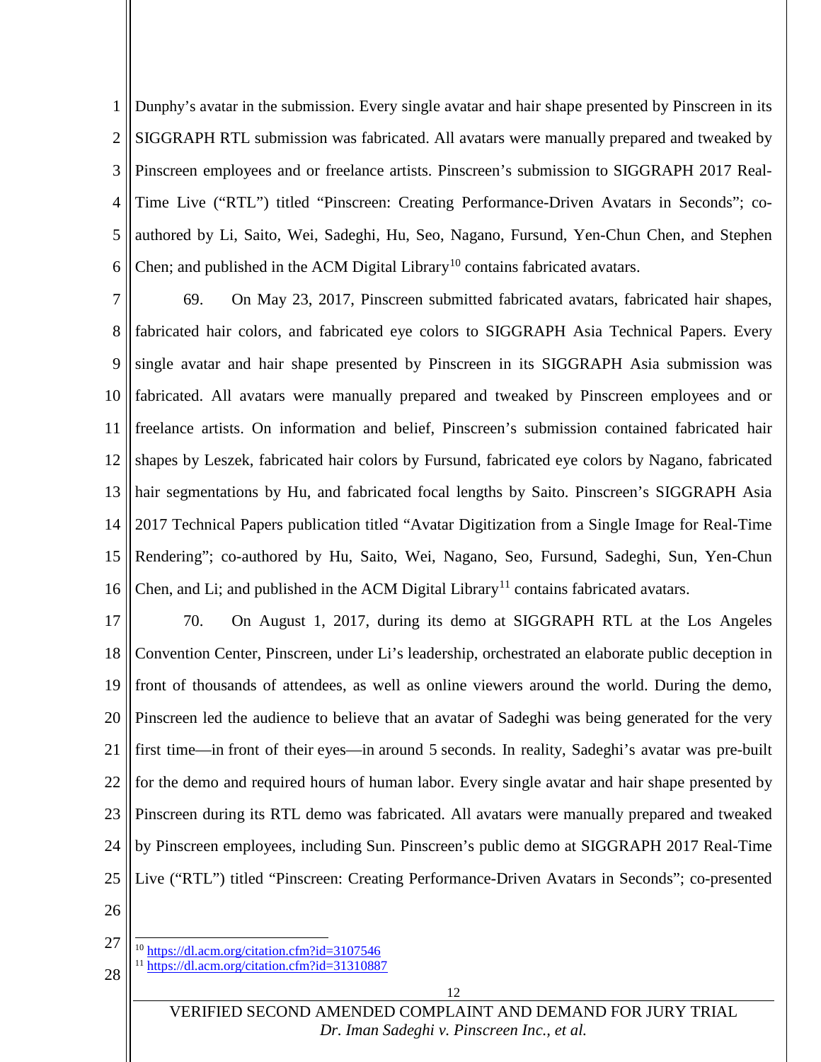Dunphy's avatar in the submission. Every single avatar and hair shape presented by Pinscreen in its SIGGRAPH RTL submission was fabricated. All avatars were manually prepared and tweaked by Pinscreen employees and or freelance artists. Pinscreen's submission to SIGGRAPH 2017 Real-Time Live ("RTL") titled "Pinscreen: Creating Performance-Driven Avatars in Seconds"; co-authored by Li, Saito, Wei, Sadeghi, Hu, Seo, Nagano, Fursund, Yen-Chun Chen, and Stephen Chen; and published in the ACM Digital Library[10] contains fabricated avatars.

69. On May 23, 2017, Pinscreen submitted fabricated avatars, fabricated hair shapes, fabricated hair colors, and fabricated eye colors to SIGGRAPH Asia Technical Papers. Every single avatar and hair shape presented by Pinscreen in its SIGGRAPH Asia submission was fabricated. All avatars were manually prepared and tweaked by Pinscreen employees and or freelance artists. On information and belief, Pinscreen's submission contained fabricated hair shapes by Leszek, fabricated hair colors by Fursund, fabricated eye colors by Nagano, fabricated hair segmentations by Hu, and fabricated focal lengths by Saito. Pinscreen's SIGGRAPH Asia 2017 Technical Papers publication titled "Avatar Digitization from a Single Image for Real-Time Rendering"; co-authored by Hu, Saito, Wei, Nagano, Seo, Fursund, Sadeghi, Sun, Yen-Chun Chen, and Li; and published in the ACM Digital Library[11] contains fabricated avatars.

70. On August 1, 2017, during its demo at SIGGRAPH RTL at the Los Angeles Convention Center, Pinscreen, under Li's leadership, orchestrated an elaborate public deception in front of thousands of attendees, as well as online viewers around the world. During the demo, Pinscreen led the audience to believe that an avatar of Sadeghi was being generated for the very first time—in front of their eyes—in around 5 seconds. In reality, Sadeghi's avatar was pre-built for the demo and required hours of human labor. Every single avatar and hair shape presented by Pinscreen during its RTL demo was fabricated. All avatars were manually prepared and tweaked by Pinscreen employees, including Sun. Pinscreen's public demo at SIGGRAPH 2017 Real-Time Live ("RTL") titled "Pinscreen: Creating Performance-Driven Avatars in Seconds"; co-presented

---

[10] https://dl.acm.org/citation.cfm?id=3107546

[11] https://dl.acm.org/citation.cfm?id=31310887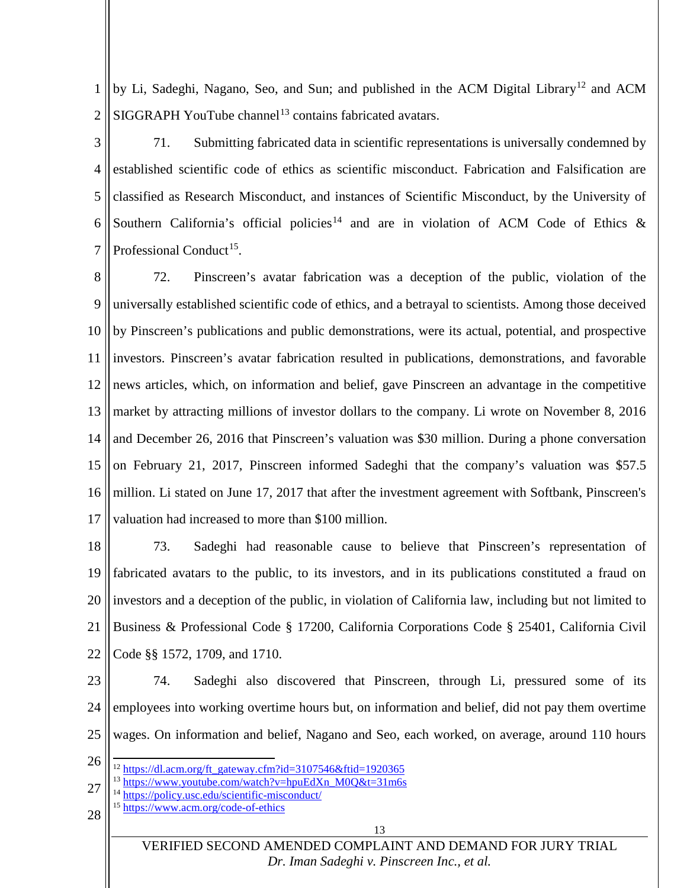by Li, Sadeghi, Nagano, Seo, and Sun; and published in the ACM Digital Library[12] and ACM SIGGRAPH YouTube channel[13] contains fabricated avatars.

71. Submitting fabricated data in scientific representations is universally condemned by established scientific code of ethics as scientific misconduct. Fabrication and Falsification are classified as Research Misconduct, and instances of Scientific Misconduct, by the University of Southern California's official policies[14] and are in violation of ACM Code of Ethics & Professional Conduct[15].

72. Pinscreen's avatar fabrication was a deception of the public, violation of the universally established scientific code of ethics, and a betrayal to scientists. Among those deceived by Pinscreen's publications and public demonstrations, were its actual, potential, and prospective investors. Pinscreen's avatar fabrication resulted in publications, demonstrations, and favorable news articles, which, on information and belief, gave Pinscreen an advantage in the competitive market by attracting millions of investor dollars to the company. Li wrote on November 8, 2016 and December 26, 2016 that Pinscreen's valuation was $30 million. During a phone conversation on February 21, 2017, Pinscreen informed Sadeghi that the company's valuation was $57.5 million. Li stated on June 17, 2017 that after the investment agreement with Softbank, Pinscreen's valuation had increased to more than $100 million.

73. Sadeghi had reasonable cause to believe that Pinscreen's representation of fabricated avatars to the public, to its investors, and in its publications constituted a fraud on investors and a deception of the public, in violation of California law, including but not limited to Business & Professional Code § 17200, California Corporations Code § 25401, California Civil Code §§ 1572, 1709, and 1710.

74. Sadeghi also discovered that Pinscreen, through Li, pressured some of its employees into working overtime hours but, on information and belief, did not pay them overtime wages. On information and belief, Nagano and Seo, each worked, on average, around 110 hours

---

[12] https://dl.acm.org/ft_gateway.cfm?id=3107546&ftid=1920365

[13] https://www.youtube.com/watch?v=hpuEdXn_M0Q&t=31m6s

[14] https://policy.usc.edu/scientific-misconduct/

[15] https://www.acm.org/code-of-ethics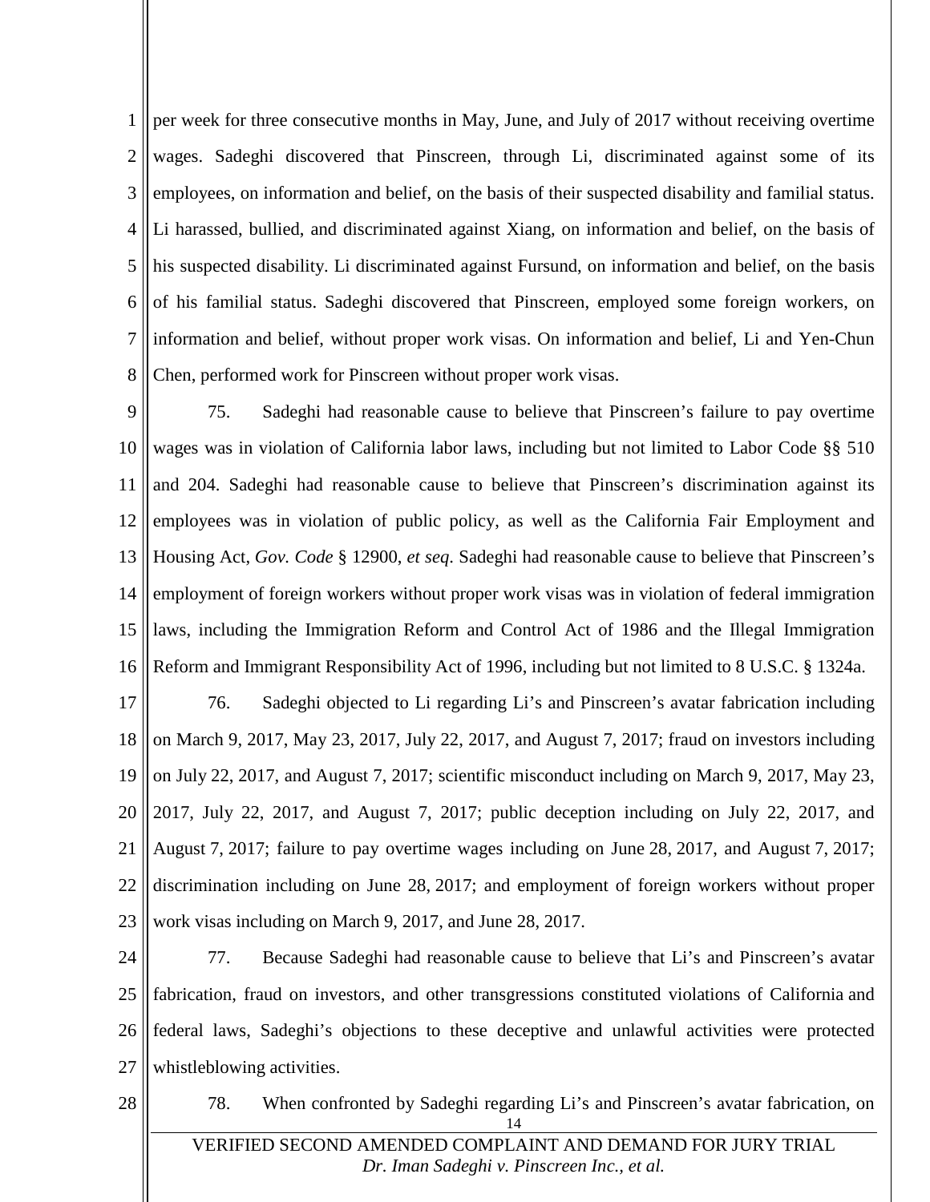per week for three consecutive months in May, June, and July of 2017 without receiving overtime wages. Sadeghi discovered that Pinscreen, through Li, discriminated against some of its employees, on information and belief, on the basis of their suspected disability and familial status. Li harassed, bullied, and discriminated against Xiang, on information and belief, on the basis of his suspected disability. Li discriminated against Fursund, on information and belief, on the basis of his familial status. Sadeghi discovered that Pinscreen, employed some foreign workers, on information and belief, without proper work visas. On information and belief, Li and Yen-Chun Chen, performed work for Pinscreen without proper work visas.

75. Sadeghi had reasonable cause to believe that Pinscreen's failure to pay overtime wages was in violation of California labor laws, including but not limited to Labor Code §§ 510 and 204. Sadeghi had reasonable cause to believe that Pinscreen's discrimination against its employees was in violation of public policy, as well as the California Fair Employment and Housing Act, *Gov. Code* § 12900, *et seq.* Sadeghi had reasonable cause to believe that Pinscreen's employment of foreign workers without proper work visas was in violation of federal immigration laws, including the Immigration Reform and Control Act of 1986 and the Illegal Immigration Reform and Immigrant Responsibility Act of 1996, including but not limited to 8 U.S.C. § 1324a.

76. Sadeghi objected to Li regarding Li's and Pinscreen's avatar fabrication including on March 9, 2017, May 23, 2017, July 22, 2017, and August 7, 2017; fraud on investors including on July 22, 2017, and August 7, 2017; scientific misconduct including on March 9, 2017, May 23, 2017, July 22, 2017, and August 7, 2017; public deception including on July 22, 2017, and August 7, 2017; failure to pay overtime wages including on June 28, 2017, and August 7, 2017; discrimination including on June 28, 2017; and employment of foreign workers without proper work visas including on March 9, 2017, and June 28, 2017.

77. Because Sadeghi had reasonable cause to believe that Li's and Pinscreen's avatar fabrication, fraud on investors, and other transgressions constituted violations of California and federal laws, Sadeghi's objections to these deceptive and unlawful activities were protected whistleblowing activities.

78. When confronted by Sadeghi regarding Li's and Pinscreen's avatar fabrication, on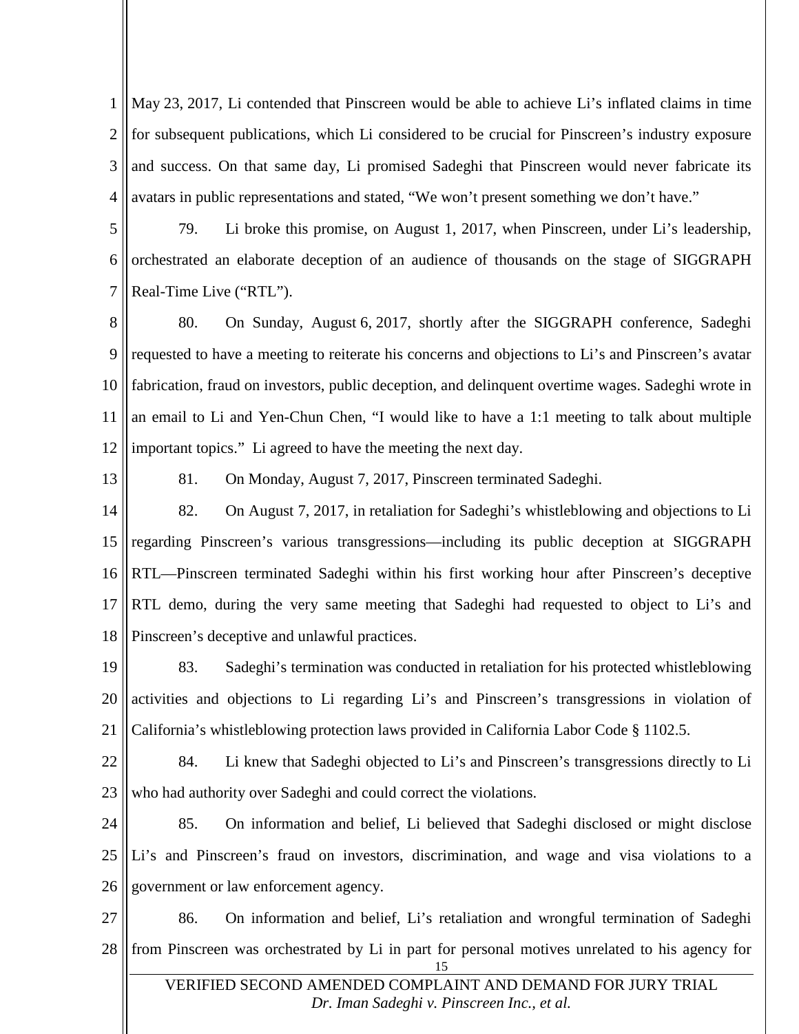May 23, 2017, Li contended that Pinscreen would be able to achieve Li's inflated claims in time for subsequent publications, which Li considered to be crucial for Pinscreen's industry exposure and success. On that same day, Li promised Sadeghi that Pinscreen would never fabricate its avatars in public representations and stated, "We won't present something we don't have."

79. Li broke this promise, on August 1, 2017, when Pinscreen, under Li's leadership, orchestrated an elaborate deception of an audience of thousands on the stage of SIGGRAPH Real-Time Live ("RTL").

80. On Sunday, August 6, 2017, shortly after the SIGGRAPH conference, Sadeghi requested to have a meeting to reiterate his concerns and objections to Li's and Pinscreen's avatar fabrication, fraud on investors, public deception, and delinquent overtime wages. Sadeghi wrote in an email to Li and Yen-Chun Chen, "I would like to have a 1:1 meeting to talk about multiple important topics." Li agreed to have the meeting the next day.

81. On Monday, August 7, 2017, Pinscreen terminated Sadeghi.

82. On August 7, 2017, in retaliation for Sadeghi's whistleblowing and objections to Li regarding Pinscreen's various transgressions—including its public deception at SIGGRAPH RTL—Pinscreen terminated Sadeghi within his first working hour after Pinscreen's deceptive RTL demo, during the very same meeting that Sadeghi had requested to object to Li's and Pinscreen's deceptive and unlawful practices.

83. Sadeghi's termination was conducted in retaliation for his protected whistleblowing activities and objections to Li regarding Li's and Pinscreen's transgressions in violation of California's whistleblowing protection laws provided in California Labor Code § 1102.5.

84. Li knew that Sadeghi objected to Li's and Pinscreen's transgressions directly to Li who had authority over Sadeghi and could correct the violations.

85. On information and belief, Li believed that Sadeghi disclosed or might disclose Li's and Pinscreen's fraud on investors, discrimination, and wage and visa violations to a government or law enforcement agency.

86. On information and belief, Li's retaliation and wrongful termination of Sadeghi from Pinscreen was orchestrated by Li in part for personal motives unrelated to his agency for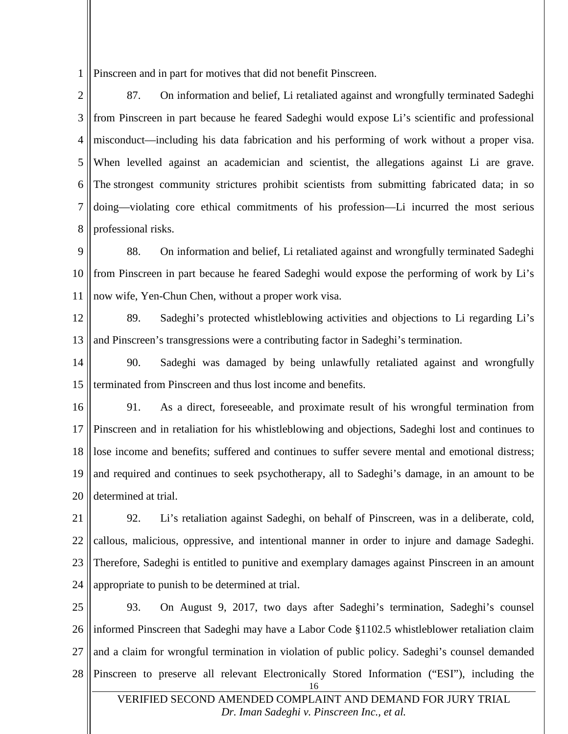Pinscreen and in part for motives that did not benefit Pinscreen.

87. On information and belief, Li retaliated against and wrongfully terminated Sadeghi from Pinscreen in part because he feared Sadeghi would expose Li's scientific and professional misconduct—including his data fabrication and his performing of work without a proper visa. When levelled against an academician and scientist, the allegations against Li are grave. The strongest community strictures prohibit scientists from submitting fabricated data; in so doing—violating core ethical commitments of his profession—Li incurred the most serious professional risks.

88. On information and belief, Li retaliated against and wrongfully terminated Sadeghi from Pinscreen in part because he feared Sadeghi would expose the performing of work by Li's now wife, Yen-Chun Chen, without a proper work visa.

89. Sadeghi's protected whistleblowing activities and objections to Li regarding Li's and Pinscreen's transgressions were a contributing factor in Sadeghi's termination.

90. Sadeghi was damaged by being unlawfully retaliated against and wrongfully terminated from Pinscreen and thus lost income and benefits.

91. As a direct, foreseeable, and proximate result of his wrongful termination from Pinscreen and in retaliation for his whistleblowing and objections, Sadeghi lost and continues to lose income and benefits; suffered and continues to suffer severe mental and emotional distress; and required and continues to seek psychotherapy, all to Sadeghi's damage, in an amount to be determined at trial.

92. Li's retaliation against Sadeghi, on behalf of Pinscreen, was in a deliberate, cold, callous, malicious, oppressive, and intentional manner in order to injure and damage Sadeghi. Therefore, Sadeghi is entitled to punitive and exemplary damages against Pinscreen in an amount appropriate to punish to be determined at trial.

93. On August 9, 2017, two days after Sadeghi's termination, Sadeghi's counsel informed Pinscreen that Sadeghi may have a Labor Code §1102.5 whistleblower retaliation claim and a claim for wrongful termination in violation of public policy. Sadeghi's counsel demanded Pinscreen to preserve all relevant Electronically Stored Information ("ESI"), including the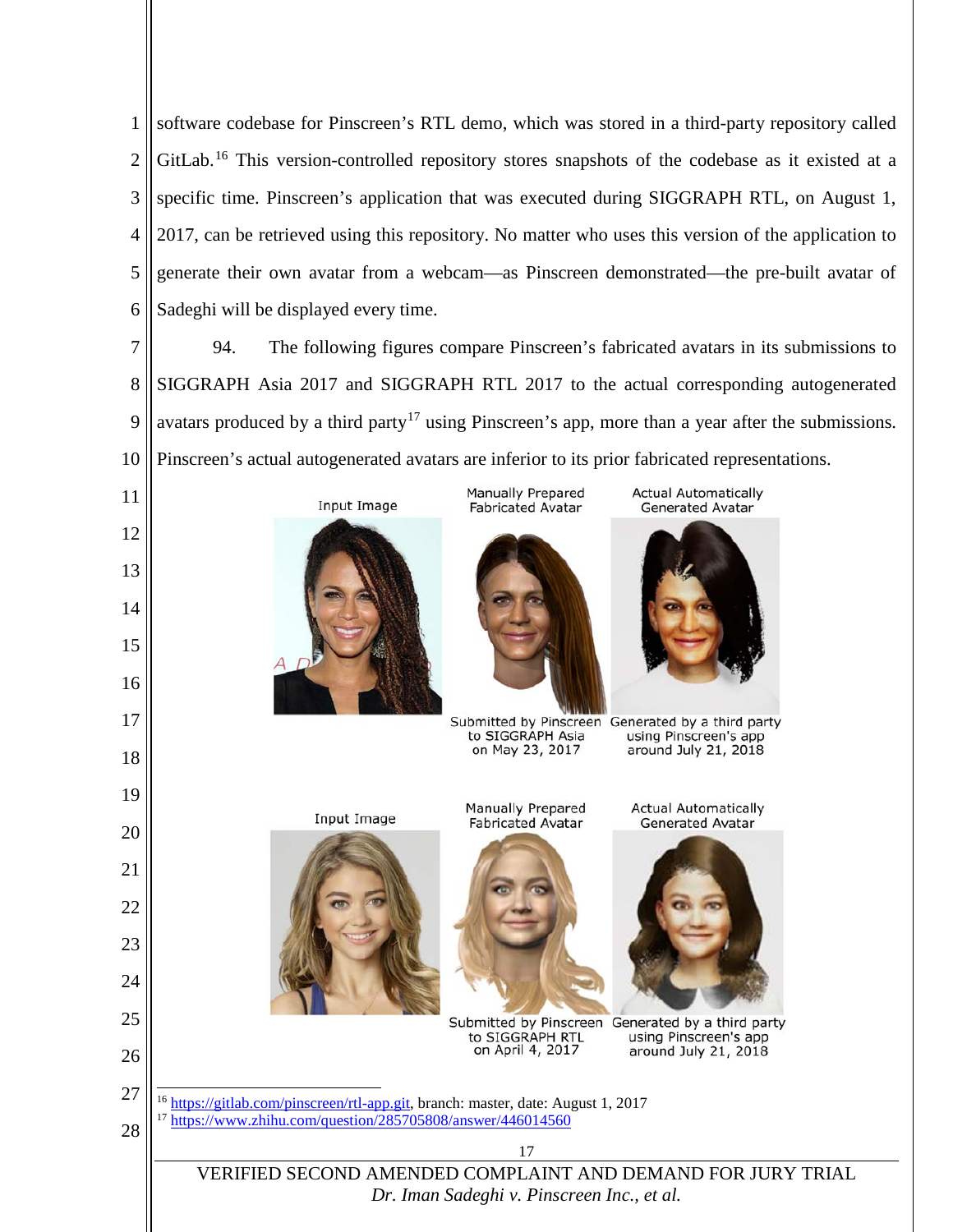software codebase for Pinscreen's RTL demo, which was stored in a third-party repository called GitLab.[16] This version-controlled repository stores snapshots of the codebase as it existed at a specific time. Pinscreen's application that was executed during SIGGRAPH RTL, on August 1, 2017, can be retrieved using this repository. No matter who uses this version of the application to generate their own avatar from a webcam—as Pinscreen demonstrated—the pre-built avatar of Sadeghi will be displayed every time.

94. The following figures compare Pinscreen's fabricated avatars in its submissions to SIGGRAPH Asia 2017 and SIGGRAPH RTL 2017 to the actual corresponding autogenerated avatars produced by a third party[17] using Pinscreen's app, more than a year after the submissions. Pinscreen's actual autogenerated avatars are inferior to its prior fabricated representations.

| Input Image | Manually Prepared Fabricated Avatar | Actual Automatically Generated Avatar |
|---|---|---|
| | Submitted by Pinscreen to SIGGRAPH Asia on May 23, 2017 | Generated by a third party using Pinscreen's app around July 21, 2018 |

| Input Image | Manually Prepared Fabricated Avatar | Actual Automatically Generated Avatar |
|---|---|---|
| | Submitted by Pinscreen to SIGGRAPH RTL on April 4, 2017 | Generated by a third party using Pinscreen's app around July 21, 2018 |

---

[16] https://gitlab.com/pinscreen/rtl-app.git, branch: master, date: August 1, 2017

[17] https://www.zhihu.com/question/285705808/answer/446014560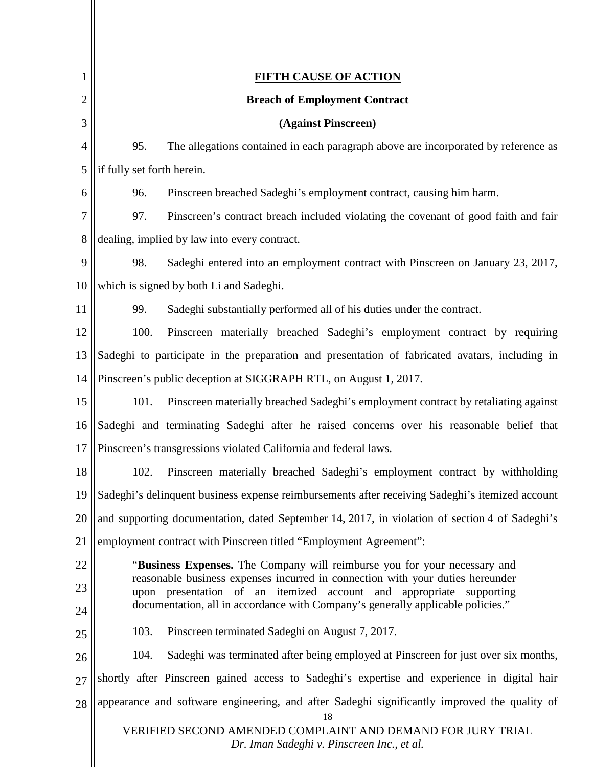**FIFTH CAUSE OF ACTION**

**Breach of Employment Contract**

**(Against Pinscreen)**

95. The allegations contained in each paragraph above are incorporated by reference as if fully set forth herein.

96. Pinscreen breached Sadeghi's employment contract, causing him harm.

97. Pinscreen's contract breach included violating the covenant of good faith and fair dealing, implied by law into every contract.

98. Sadeghi entered into an employment contract with Pinscreen on January 23, 2017, which is signed by both Li and Sadeghi.

99. Sadeghi substantially performed all of his duties under the contract.

100. Pinscreen materially breached Sadeghi's employment contract by requiring Sadeghi to participate in the preparation and presentation of fabricated avatars, including in Pinscreen's public deception at SIGGRAPH RTL, on August 1, 2017.

101. Pinscreen materially breached Sadeghi's employment contract by retaliating against Sadeghi and terminating Sadeghi after he raised concerns over his reasonable belief that Pinscreen's transgressions violated California and federal laws.

102. Pinscreen materially breached Sadeghi's employment contract by withholding Sadeghi's delinquent business expense reimbursements after receiving Sadeghi's itemized account and supporting documentation, dated September 14, 2017, in violation of section 4 of Sadeghi's employment contract with Pinscreen titled "Employment Agreement":

> "**Business Expenses.** The Company will reimburse you for your necessary and reasonable business expenses incurred in connection with your duties hereunder upon presentation of an itemized account and appropriate supporting documentation, all in accordance with Company's generally applicable policies."

103. Pinscreen terminated Sadeghi on August 7, 2017.

104. Sadeghi was terminated after being employed at Pinscreen for just over six months, shortly after Pinscreen gained access to Sadeghi's expertise and experience in digital hair appearance and software engineering, and after Sadeghi significantly improved the quality of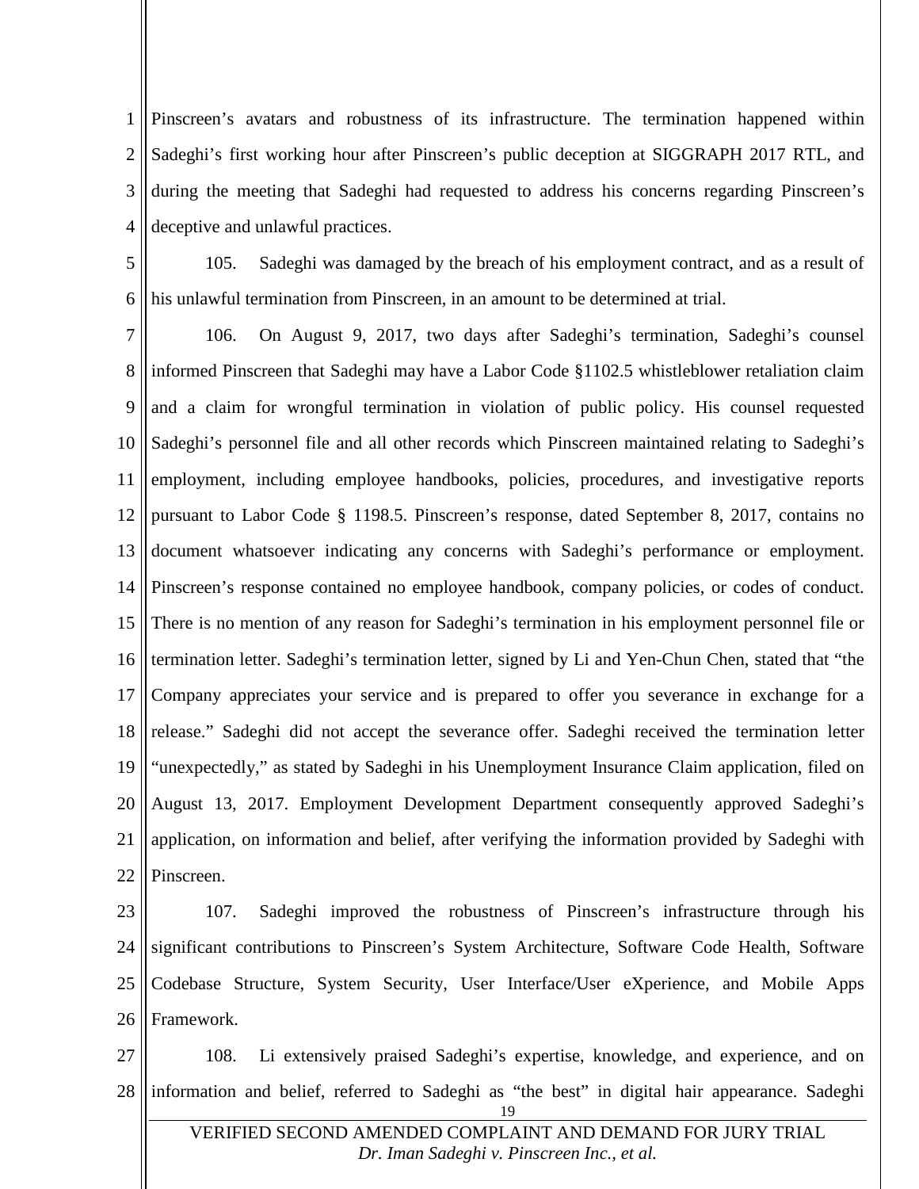Pinscreen's avatars and robustness of its infrastructure. The termination happened within Sadeghi's first working hour after Pinscreen's public deception at SIGGRAPH 2017 RTL, and during the meeting that Sadeghi had requested to address his concerns regarding Pinscreen's deceptive and unlawful practices.

105. Sadeghi was damaged by the breach of his employment contract, and as a result of his unlawful termination from Pinscreen, in an amount to be determined at trial.

106. On August 9, 2017, two days after Sadeghi's termination, Sadeghi's counsel informed Pinscreen that Sadeghi may have a Labor Code §1102.5 whistleblower retaliation claim and a claim for wrongful termination in violation of public policy. His counsel requested Sadeghi's personnel file and all other records which Pinscreen maintained relating to Sadeghi's employment, including employee handbooks, policies, procedures, and investigative reports pursuant to Labor Code § 1198.5. Pinscreen's response, dated September 8, 2017, contains no document whatsoever indicating any concerns with Sadeghi's performance or employment. Pinscreen's response contained no employee handbook, company policies, or codes of conduct. There is no mention of any reason for Sadeghi's termination in his employment personnel file or termination letter. Sadeghi's termination letter, signed by Li and Yen-Chun Chen, stated that "the Company appreciates your service and is prepared to offer you severance in exchange for a release." Sadeghi did not accept the severance offer. Sadeghi received the termination letter "unexpectedly," as stated by Sadeghi in his Unemployment Insurance Claim application, filed on August 13, 2017. Employment Development Department consequently approved Sadeghi's application, on information and belief, after verifying the information provided by Sadeghi with Pinscreen.

107. Sadeghi improved the robustness of Pinscreen's infrastructure through his significant contributions to Pinscreen's System Architecture, Software Code Health, Software Codebase Structure, System Security, User Interface/User eXperience, and Mobile Apps Framework.

108. Li extensively praised Sadeghi's expertise, knowledge, and experience, and on information and belief, referred to Sadeghi as "the best" in digital hair appearance. Sadeghi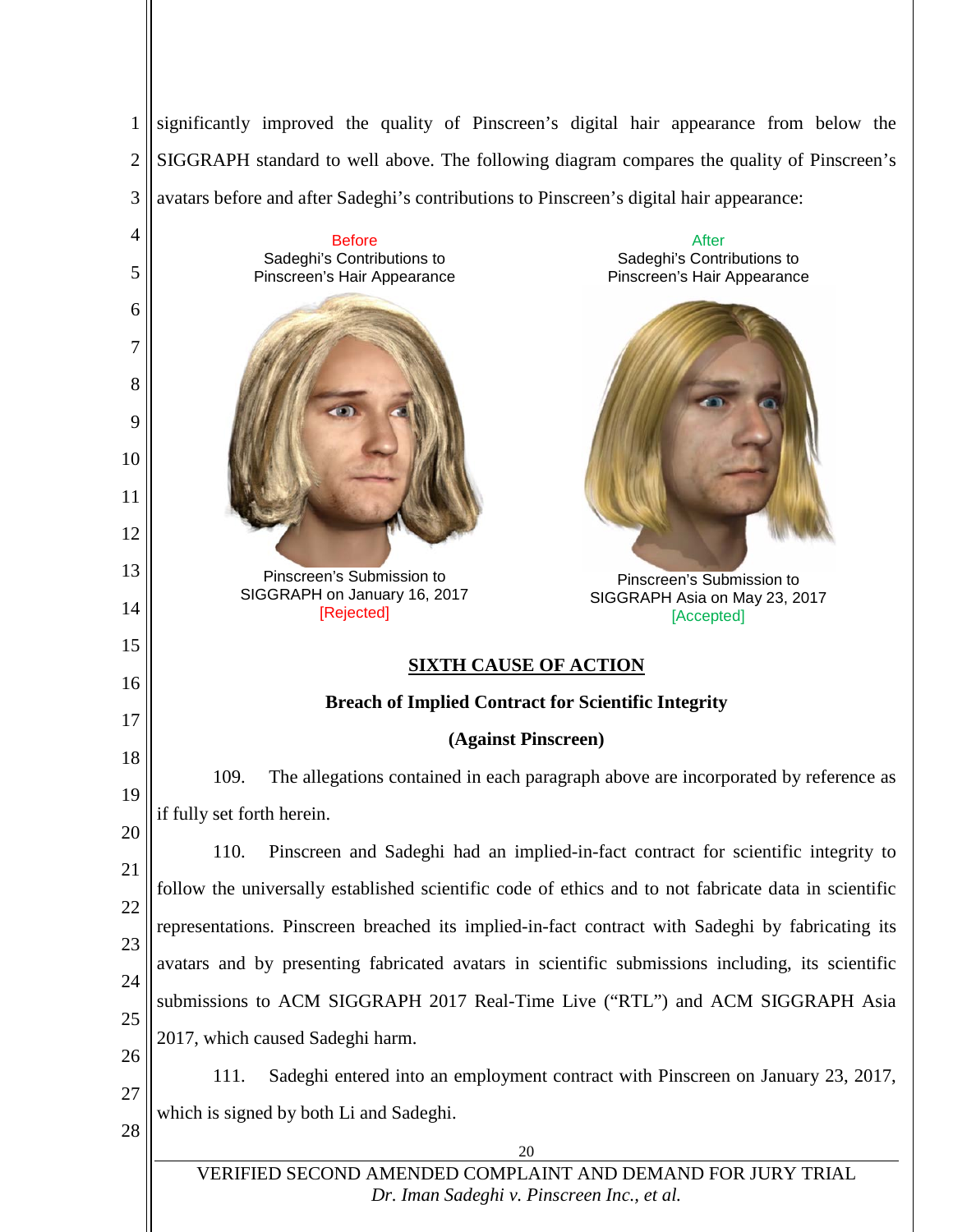significantly improved the quality of Pinscreen's digital hair appearance from below the SIGGRAPH standard to well above. The following diagram compares the quality of Pinscreen's avatars before and after Sadeghi's contributions to Pinscreen's digital hair appearance:

Before
Sadeghi's Contributions to
Pinscreen's Hair Appearance

Pinscreen's Submission to
SIGGRAPH on January 16, 2017
[Rejected]

After
Sadeghi's Contributions to
Pinscreen's Hair Appearance

Pinscreen's Submission to
SIGGRAPH Asia on May 23, 2017
[Accepted]

## SIXTH CAUSE OF ACTION

### Breach of Implied Contract for Scientific Integrity

### (Against Pinscreen)

109. The allegations contained in each paragraph above are incorporated by reference as if fully set forth herein.

110. Pinscreen and Sadeghi had an implied-in-fact contract for scientific integrity to follow the universally established scientific code of ethics and to not fabricate data in scientific representations. Pinscreen breached its implied-in-fact contract with Sadeghi by fabricating its avatars and by presenting fabricated avatars in scientific submissions including, its scientific submissions to ACM SIGGRAPH 2017 Real-Time Live ("RTL") and ACM SIGGRAPH Asia 2017, which caused Sadeghi harm.

111. Sadeghi entered into an employment contract with Pinscreen on January 23, 2017, which is signed by both Li and Sadeghi.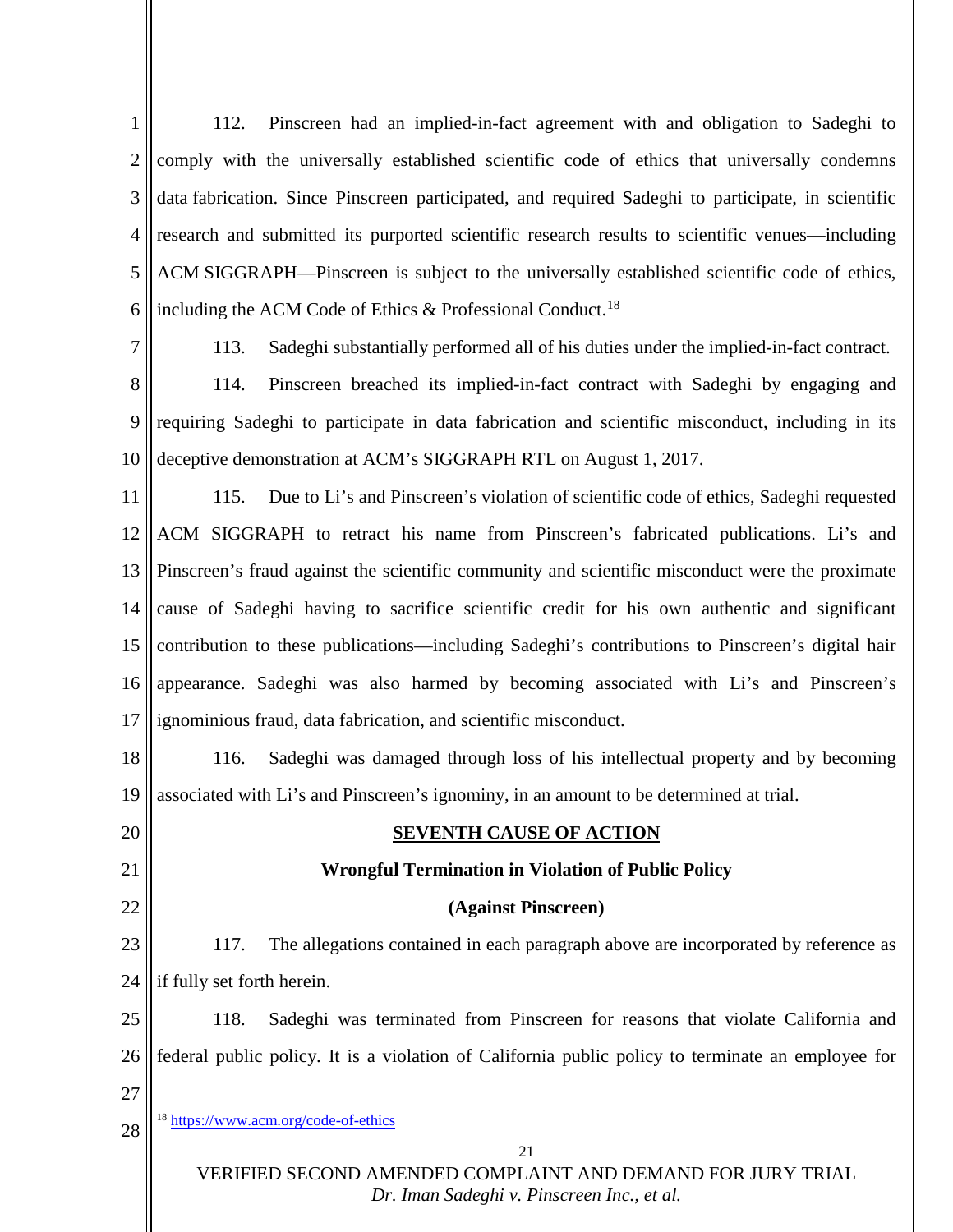112. Pinscreen had an implied-in-fact agreement with and obligation to Sadeghi to comply with the universally established scientific code of ethics that universally condemns data fabrication. Since Pinscreen participated, and required Sadeghi to participate, in scientific research and submitted its purported scientific research results to scientific venues—including ACM SIGGRAPH—Pinscreen is subject to the universally established scientific code of ethics, including the ACM Code of Ethics & Professional Conduct.[18]

113. Sadeghi substantially performed all of his duties under the implied-in-fact contract.

114. Pinscreen breached its implied-in-fact contract with Sadeghi by engaging and requiring Sadeghi to participate in data fabrication and scientific misconduct, including in its deceptive demonstration at ACM's SIGGRAPH RTL on August 1, 2017.

115. Due to Li's and Pinscreen's violation of scientific code of ethics, Sadeghi requested ACM SIGGRAPH to retract his name from Pinscreen's fabricated publications. Li's and Pinscreen's fraud against the scientific community and scientific misconduct were the proximate cause of Sadeghi having to sacrifice scientific credit for his own authentic and significant contribution to these publications—including Sadeghi's contributions to Pinscreen's digital hair appearance. Sadeghi was also harmed by becoming associated with Li's and Pinscreen's ignominious fraud, data fabrication, and scientific misconduct.

116. Sadeghi was damaged through loss of his intellectual property and by becoming associated with Li's and Pinscreen's ignominy, in an amount to be determined at trial.

## SEVENTH CAUSE OF ACTION

### Wrongful Termination in Violation of Public Policy

### (Against Pinscreen)

117. The allegations contained in each paragraph above are incorporated by reference as if fully set forth herein.

118. Sadeghi was terminated from Pinscreen for reasons that violate California and federal public policy. It is a violation of California public policy to terminate an employee for

[18] https://www.acm.org/code-of-ethics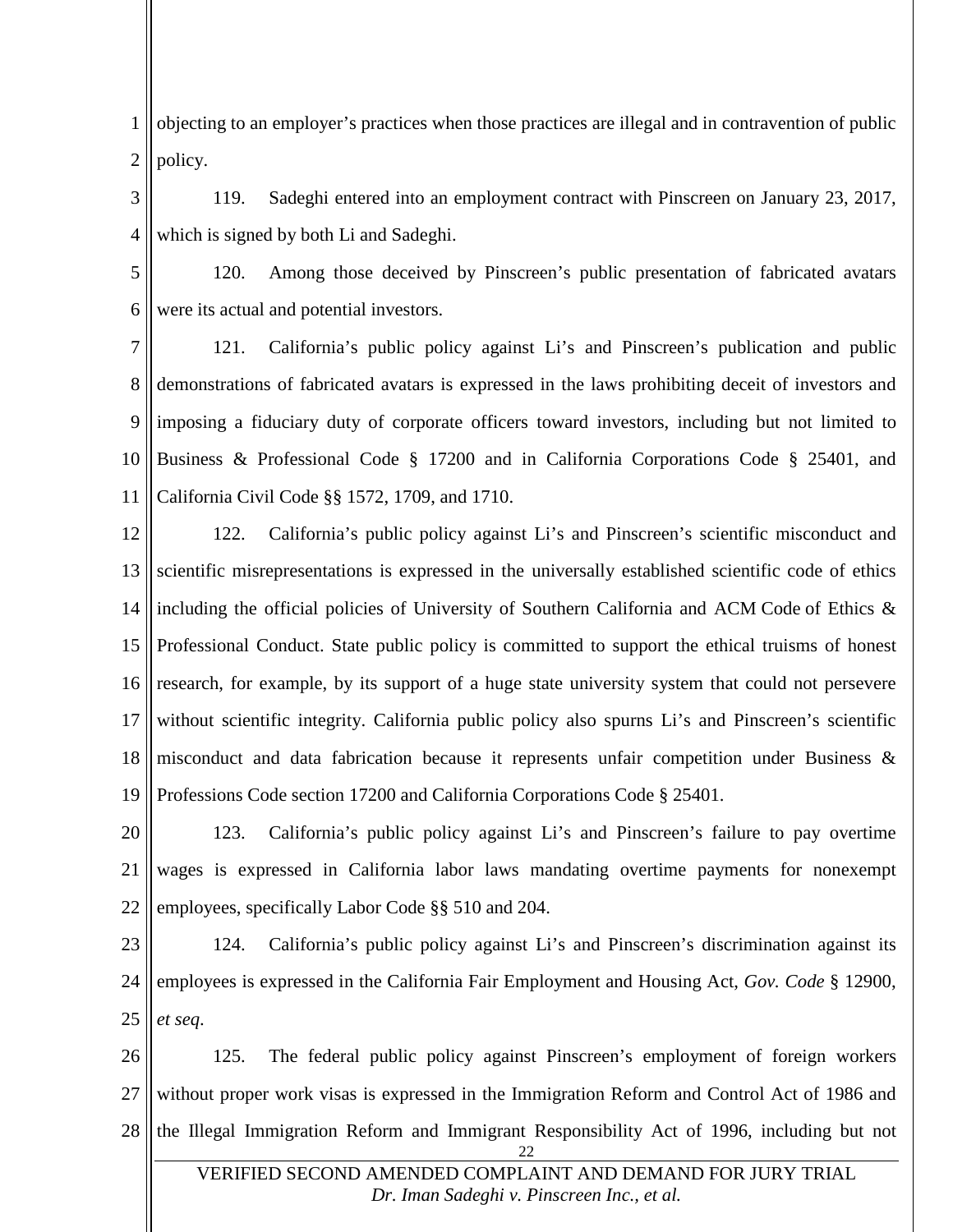objecting to an employer's practices when those practices are illegal and in contravention of public policy.

119. Sadeghi entered into an employment contract with Pinscreen on January 23, 2017, which is signed by both Li and Sadeghi.

120. Among those deceived by Pinscreen's public presentation of fabricated avatars were its actual and potential investors.

121. California's public policy against Li's and Pinscreen's publication and public demonstrations of fabricated avatars is expressed in the laws prohibiting deceit of investors and imposing a fiduciary duty of corporate officers toward investors, including but not limited to Business & Professional Code § 17200 and in California Corporations Code § 25401, and California Civil Code §§ 1572, 1709, and 1710.

122. California's public policy against Li's and Pinscreen's scientific misconduct and scientific misrepresentations is expressed in the universally established scientific code of ethics including the official policies of University of Southern California and ACM Code of Ethics & Professional Conduct. State public policy is committed to support the ethical truisms of honest research, for example, by its support of a huge state university system that could not persevere without scientific integrity. California public policy also spurns Li's and Pinscreen's scientific misconduct and data fabrication because it represents unfair competition under Business & Professions Code section 17200 and California Corporations Code § 25401.

123. California's public policy against Li's and Pinscreen's failure to pay overtime wages is expressed in California labor laws mandating overtime payments for nonexempt employees, specifically Labor Code §§ 510 and 204.

124. California's public policy against Li's and Pinscreen's discrimination against its employees is expressed in the California Fair Employment and Housing Act, *Gov. Code* § 12900, *et seq*.

125. The federal public policy against Pinscreen's employment of foreign workers without proper work visas is expressed in the Immigration Reform and Control Act of 1986 and the Illegal Immigration Reform and Immigrant Responsibility Act of 1996, including but not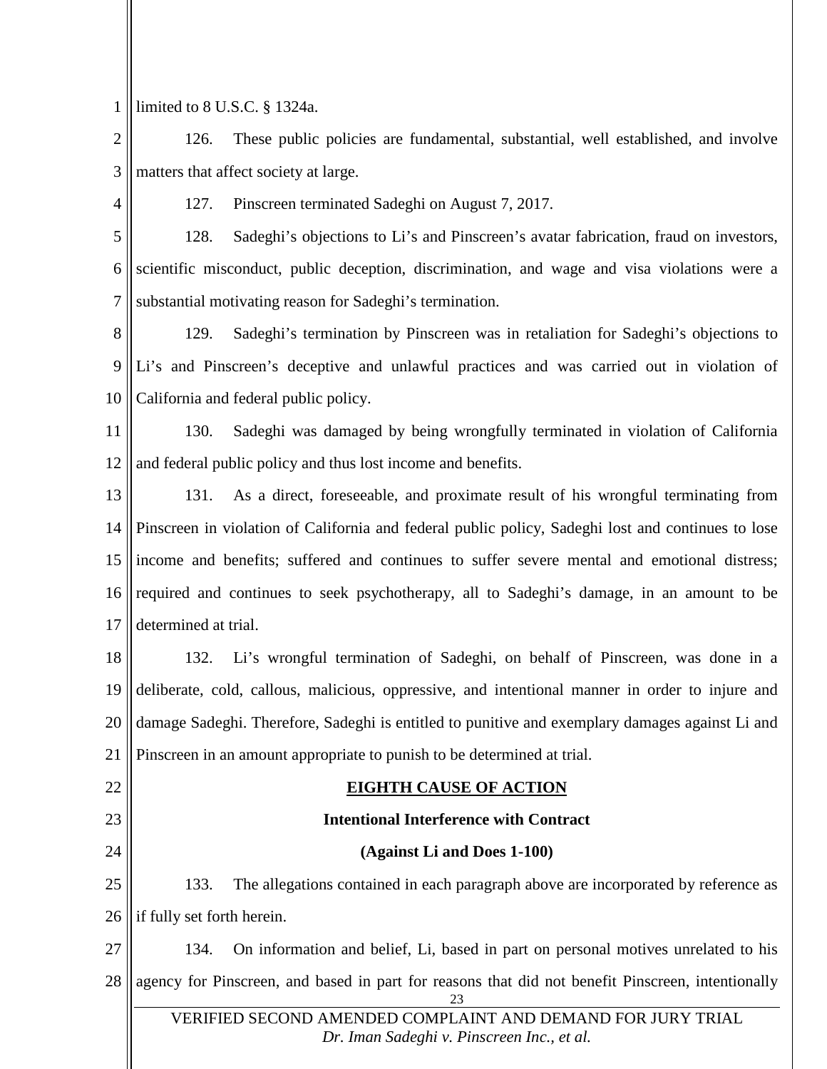limited to 8 U.S.C. § 1324a.

126. These public policies are fundamental, substantial, well established, and involve matters that affect society at large.

127. Pinscreen terminated Sadeghi on August 7, 2017.

128. Sadeghi's objections to Li's and Pinscreen's avatar fabrication, fraud on investors, scientific misconduct, public deception, discrimination, and wage and visa violations were a substantial motivating reason for Sadeghi's termination.

129. Sadeghi's termination by Pinscreen was in retaliation for Sadeghi's objections to Li's and Pinscreen's deceptive and unlawful practices and was carried out in violation of California and federal public policy.

130. Sadeghi was damaged by being wrongfully terminated in violation of California and federal public policy and thus lost income and benefits.

131. As a direct, foreseeable, and proximate result of his wrongful terminating from Pinscreen in violation of California and federal public policy, Sadeghi lost and continues to lose income and benefits; suffered and continues to suffer severe mental and emotional distress; required and continues to seek psychotherapy, all to Sadeghi's damage, in an amount to be determined at trial.

132. Li's wrongful termination of Sadeghi, on behalf of Pinscreen, was done in a deliberate, cold, callous, malicious, oppressive, and intentional manner in order to injure and damage Sadeghi. Therefore, Sadeghi is entitled to punitive and exemplary damages against Li and Pinscreen in an amount appropriate to punish to be determined at trial.

## EIGHTH CAUSE OF ACTION

### Intentional Interference with Contract

### (Against Li and Does 1-100)

133. The allegations contained in each paragraph above are incorporated by reference as if fully set forth herein.

134. On information and belief, Li, based in part on personal motives unrelated to his agency for Pinscreen, and based in part for reasons that did not benefit Pinscreen, intentionally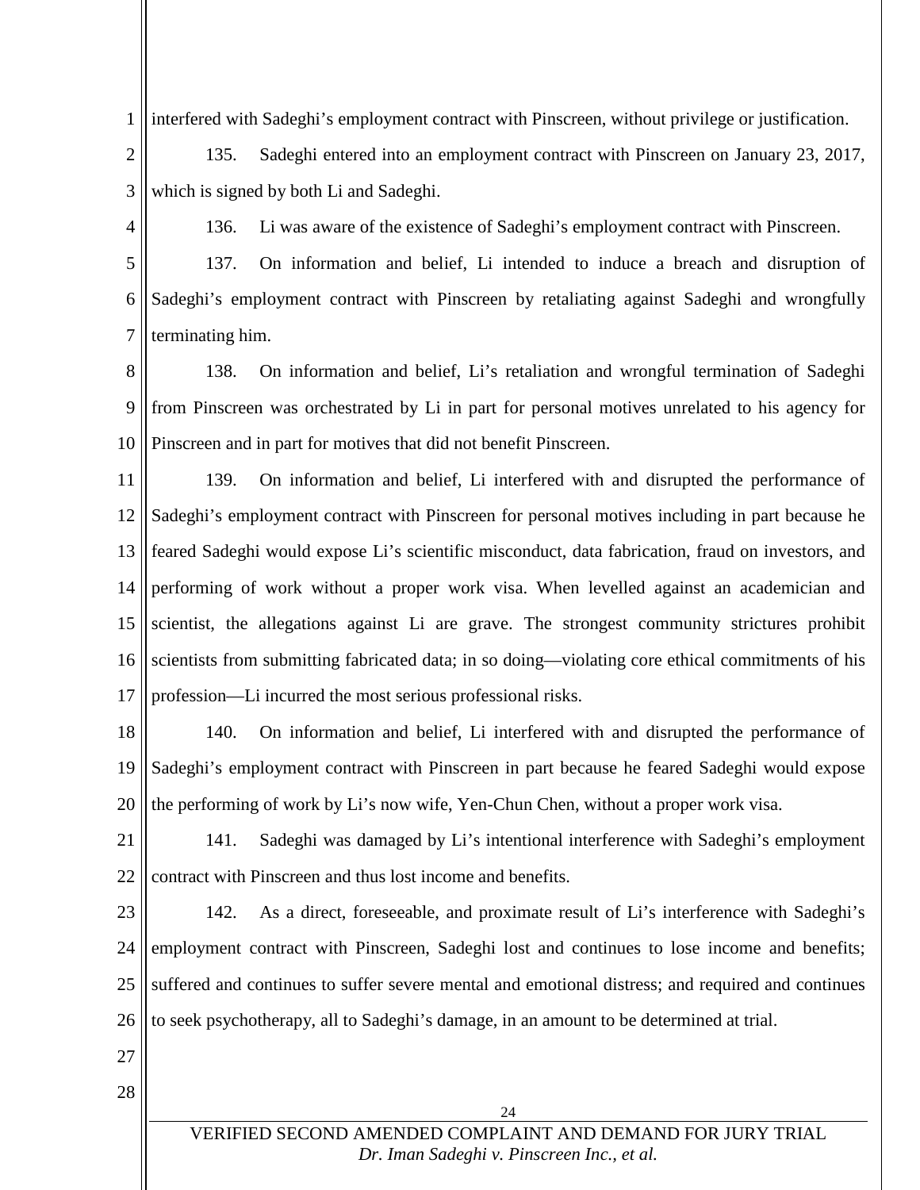interfered with Sadeghi's employment contract with Pinscreen, without privilege or justification.

135. Sadeghi entered into an employment contract with Pinscreen on January 23, 2017, which is signed by both Li and Sadeghi.

136. Li was aware of the existence of Sadeghi's employment contract with Pinscreen.

137. On information and belief, Li intended to induce a breach and disruption of Sadeghi's employment contract with Pinscreen by retaliating against Sadeghi and wrongfully terminating him.

138. On information and belief, Li's retaliation and wrongful termination of Sadeghi from Pinscreen was orchestrated by Li in part for personal motives unrelated to his agency for Pinscreen and in part for motives that did not benefit Pinscreen.

139. On information and belief, Li interfered with and disrupted the performance of Sadeghi's employment contract with Pinscreen for personal motives including in part because he feared Sadeghi would expose Li's scientific misconduct, data fabrication, fraud on investors, and performing of work without a proper work visa. When levelled against an academician and scientist, the allegations against Li are grave. The strongest community strictures prohibit scientists from submitting fabricated data; in so doing—violating core ethical commitments of his profession—Li incurred the most serious professional risks.

140. On information and belief, Li interfered with and disrupted the performance of Sadeghi's employment contract with Pinscreen in part because he feared Sadeghi would expose the performing of work by Li's now wife, Yen-Chun Chen, without a proper work visa.

141. Sadeghi was damaged by Li's intentional interference with Sadeghi's employment contract with Pinscreen and thus lost income and benefits.

142. As a direct, foreseeable, and proximate result of Li's interference with Sadeghi's employment contract with Pinscreen, Sadeghi lost and continues to lose income and benefits; suffered and continues to suffer severe mental and emotional distress; and required and continues to seek psychotherapy, all to Sadeghi's damage, in an amount to be determined at trial.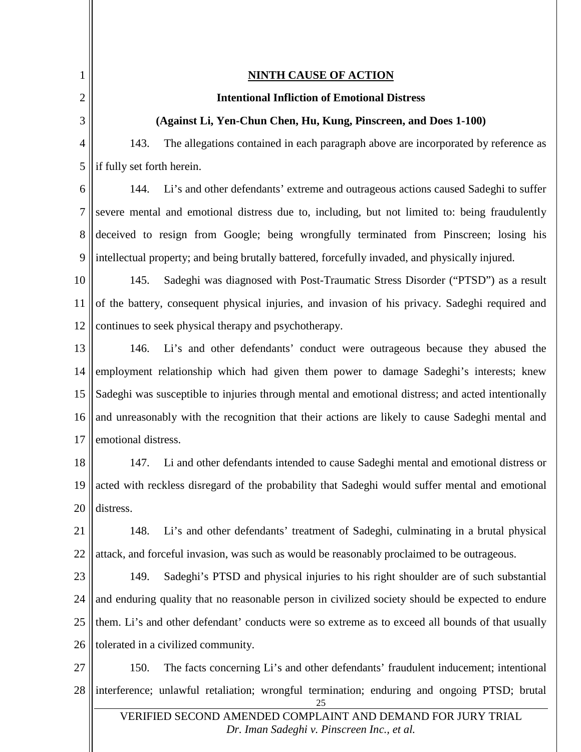## NINTH CAUSE OF ACTION

**Intentional Infliction of Emotional Distress**

**(Against Li, Yen-Chun Chen, Hu, Kung, Pinscreen, and Does 1-100)**

143. The allegations contained in each paragraph above are incorporated by reference as if fully set forth herein.

144. Li's and other defendants' extreme and outrageous actions caused Sadeghi to suffer severe mental and emotional distress due to, including, but not limited to: being fraudulently deceived to resign from Google; being wrongfully terminated from Pinscreen; losing his intellectual property; and being brutally battered, forcefully invaded, and physically injured.

145. Sadeghi was diagnosed with Post-Traumatic Stress Disorder ("PTSD") as a result of the battery, consequent physical injuries, and invasion of his privacy. Sadeghi required and continues to seek physical therapy and psychotherapy.

146. Li's and other defendants' conduct were outrageous because they abused the employment relationship which had given them power to damage Sadeghi's interests; knew Sadeghi was susceptible to injuries through mental and emotional distress; and acted intentionally and unreasonably with the recognition that their actions are likely to cause Sadeghi mental and emotional distress.

147. Li and other defendants intended to cause Sadeghi mental and emotional distress or acted with reckless disregard of the probability that Sadeghi would suffer mental and emotional distress.

148. Li's and other defendants' treatment of Sadeghi, culminating in a brutal physical attack, and forceful invasion, was such as would be reasonably proclaimed to be outrageous.

149. Sadeghi's PTSD and physical injuries to his right shoulder are of such substantial and enduring quality that no reasonable person in civilized society should be expected to endure them. Li's and other defendant' conducts were so extreme as to exceed all bounds of that usually tolerated in a civilized community.

150. The facts concerning Li's and other defendants' fraudulent inducement; intentional interference; unlawful retaliation; wrongful termination; enduring and ongoing PTSD; brutal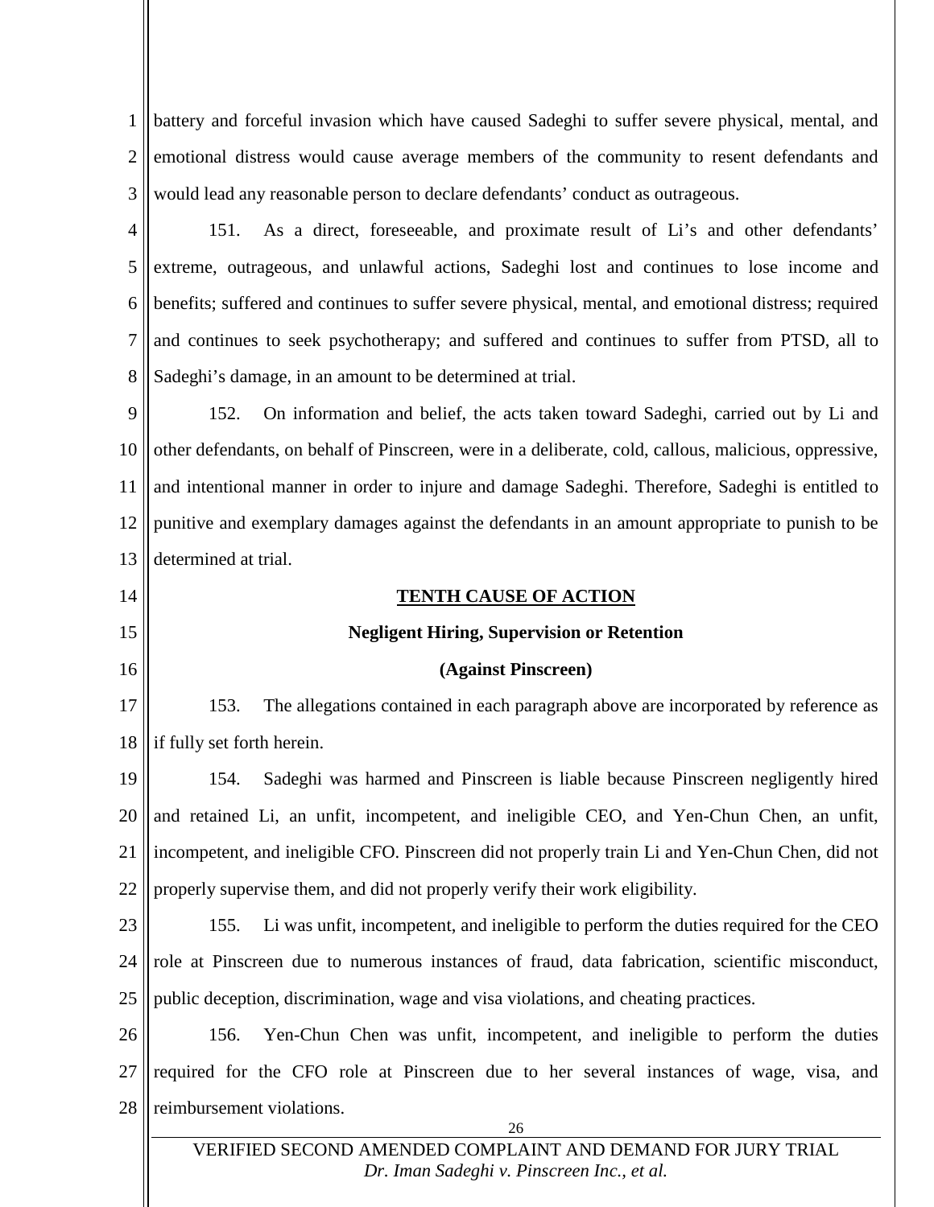battery and forceful invasion which have caused Sadeghi to suffer severe physical, mental, and emotional distress would cause average members of the community to resent defendants and would lead any reasonable person to declare defendants' conduct as outrageous.

151. As a direct, foreseeable, and proximate result of Li's and other defendants' extreme, outrageous, and unlawful actions, Sadeghi lost and continues to lose income and benefits; suffered and continues to suffer severe physical, mental, and emotional distress; required and continues to seek psychotherapy; and suffered and continues to suffer from PTSD, all to Sadeghi's damage, in an amount to be determined at trial.

152. On information and belief, the acts taken toward Sadeghi, carried out by Li and other defendants, on behalf of Pinscreen, were in a deliberate, cold, callous, malicious, oppressive, and intentional manner in order to injure and damage Sadeghi. Therefore, Sadeghi is entitled to punitive and exemplary damages against the defendants in an amount appropriate to punish to be determined at trial.

## TENTH CAUSE OF ACTION

**Negligent Hiring, Supervision or Retention**

**(Against Pinscreen)**

153. The allegations contained in each paragraph above are incorporated by reference as if fully set forth herein.

154. Sadeghi was harmed and Pinscreen is liable because Pinscreen negligently hired and retained Li, an unfit, incompetent, and ineligible CEO, and Yen-Chun Chen, an unfit, incompetent, and ineligible CFO. Pinscreen did not properly train Li and Yen-Chun Chen, did not properly supervise them, and did not properly verify their work eligibility.

155. Li was unfit, incompetent, and ineligible to perform the duties required for the CEO role at Pinscreen due to numerous instances of fraud, data fabrication, scientific misconduct, public deception, discrimination, wage and visa violations, and cheating practices.

156. Yen-Chun Chen was unfit, incompetent, and ineligible to perform the duties required for the CFO role at Pinscreen due to her several instances of wage, visa, and reimbursement violations.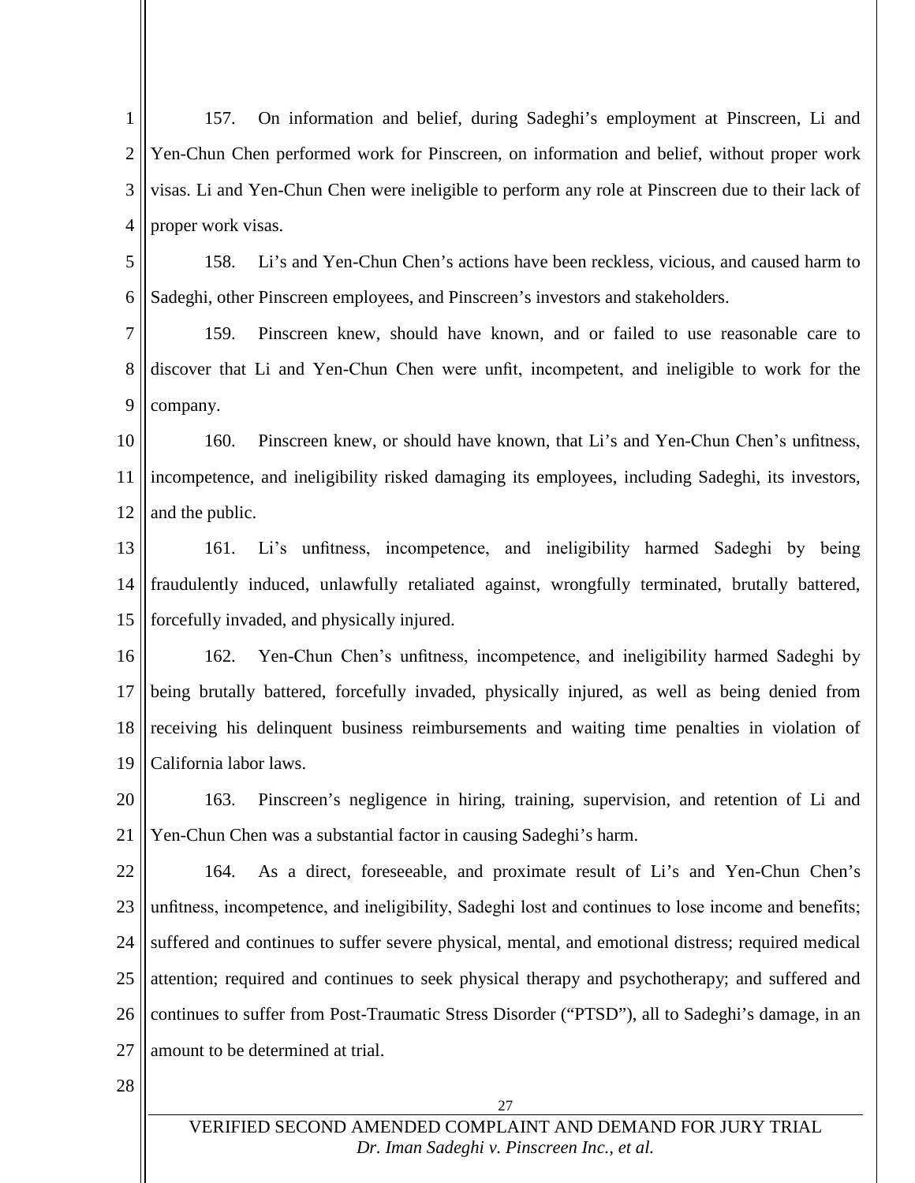157. On information and belief, during Sadeghi's employment at Pinscreen, Li and Yen-Chun Chen performed work for Pinscreen, on information and belief, without proper work visas. Li and Yen-Chun Chen were ineligible to perform any role at Pinscreen due to their lack of proper work visas.

158. Li's and Yen-Chun Chen's actions have been reckless, vicious, and caused harm to Sadeghi, other Pinscreen employees, and Pinscreen's investors and stakeholders.

159. Pinscreen knew, should have known, and or failed to use reasonable care to discover that Li and Yen-Chun Chen were unfit, incompetent, and ineligible to work for the company.

160. Pinscreen knew, or should have known, that Li's and Yen-Chun Chen's unfitness, incompetence, and ineligibility risked damaging its employees, including Sadeghi, its investors, and the public.

161. Li's unfitness, incompetence, and ineligibility harmed Sadeghi by being fraudulently induced, unlawfully retaliated against, wrongfully terminated, brutally battered, forcefully invaded, and physically injured.

162. Yen-Chun Chen's unfitness, incompetence, and ineligibility harmed Sadeghi by being brutally battered, forcefully invaded, physically injured, as well as being denied from receiving his delinquent business reimbursements and waiting time penalties in violation of California labor laws.

163. Pinscreen's negligence in hiring, training, supervision, and retention of Li and Yen-Chun Chen was a substantial factor in causing Sadeghi's harm.

164. As a direct, foreseeable, and proximate result of Li's and Yen-Chun Chen's unfitness, incompetence, and ineligibility, Sadeghi lost and continues to lose income and benefits; suffered and continues to suffer severe physical, mental, and emotional distress; required medical attention; required and continues to seek physical therapy and psychotherapy; and suffered and continues to suffer from Post-Traumatic Stress Disorder ("PTSD"), all to Sadeghi's damage, in an amount to be determined at trial.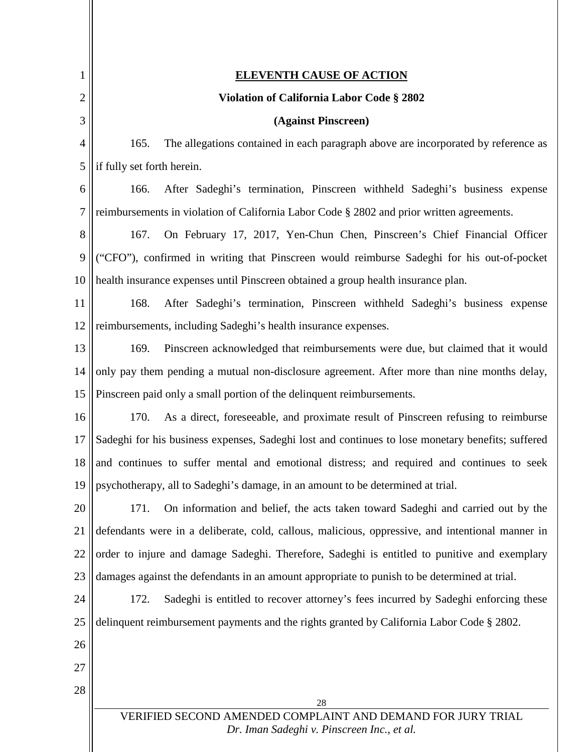## ELEVENTH CAUSE OF ACTION

**Violation of California Labor Code § 2802**

**(Against Pinscreen)**

165. The allegations contained in each paragraph above are incorporated by reference as if fully set forth herein.

166. After Sadeghi's termination, Pinscreen withheld Sadeghi's business expense reimbursements in violation of California Labor Code § 2802 and prior written agreements.

167. On February 17, 2017, Yen-Chun Chen, Pinscreen's Chief Financial Officer ("CFO"), confirmed in writing that Pinscreen would reimburse Sadeghi for his out-of-pocket health insurance expenses until Pinscreen obtained a group health insurance plan.

168. After Sadeghi's termination, Pinscreen withheld Sadeghi's business expense reimbursements, including Sadeghi's health insurance expenses.

169. Pinscreen acknowledged that reimbursements were due, but claimed that it would only pay them pending a mutual non-disclosure agreement. After more than nine months delay, Pinscreen paid only a small portion of the delinquent reimbursements.

170. As a direct, foreseeable, and proximate result of Pinscreen refusing to reimburse Sadeghi for his business expenses, Sadeghi lost and continues to lose monetary benefits; suffered and continues to suffer mental and emotional distress; and required and continues to seek psychotherapy, all to Sadeghi's damage, in an amount to be determined at trial.

171. On information and belief, the acts taken toward Sadeghi and carried out by the defendants were in a deliberate, cold, callous, malicious, oppressive, and intentional manner in order to injure and damage Sadeghi. Therefore, Sadeghi is entitled to punitive and exemplary damages against the defendants in an amount appropriate to punish to be determined at trial.

172. Sadeghi is entitled to recover attorney's fees incurred by Sadeghi enforcing these delinquent reimbursement payments and the rights granted by California Labor Code § 2802.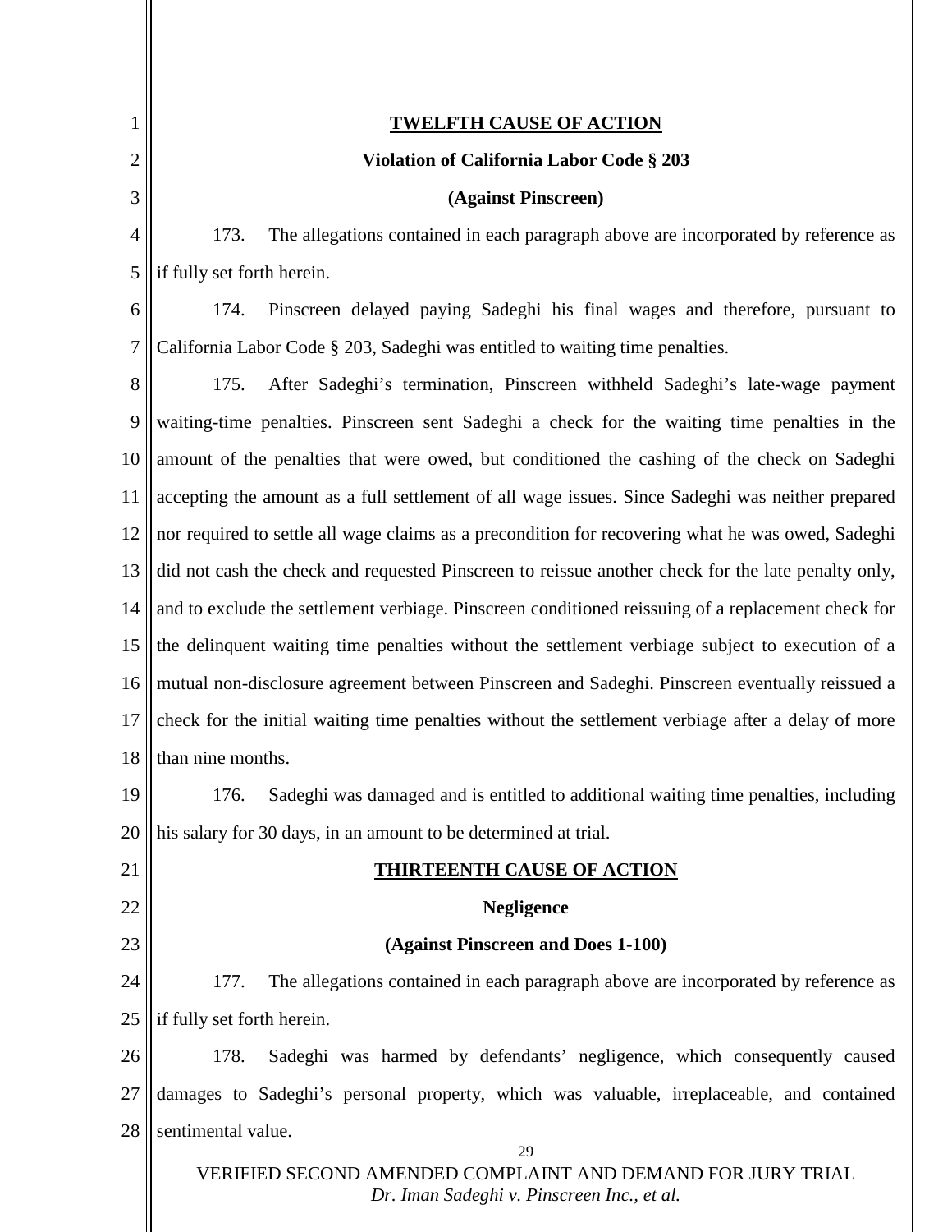**TWELFTH CAUSE OF ACTION**

**Violation of California Labor Code § 203**

**(Against Pinscreen)**

173. The allegations contained in each paragraph above are incorporated by reference as if fully set forth herein.

174. Pinscreen delayed paying Sadeghi his final wages and therefore, pursuant to California Labor Code § 203, Sadeghi was entitled to waiting time penalties.

175. After Sadeghi's termination, Pinscreen withheld Sadeghi's late-wage payment waiting-time penalties. Pinscreen sent Sadeghi a check for the waiting time penalties in the amount of the penalties that were owed, but conditioned the cashing of the check on Sadeghi accepting the amount as a full settlement of all wage issues. Since Sadeghi was neither prepared nor required to settle all wage claims as a precondition for recovering what he was owed, Sadeghi did not cash the check and requested Pinscreen to reissue another check for the late penalty only, and to exclude the settlement verbiage. Pinscreen conditioned reissuing of a replacement check for the delinquent waiting time penalties without the settlement verbiage subject to execution of a mutual non-disclosure agreement between Pinscreen and Sadeghi. Pinscreen eventually reissued a check for the initial waiting time penalties without the settlement verbiage after a delay of more than nine months.

176. Sadeghi was damaged and is entitled to additional waiting time penalties, including his salary for 30 days, in an amount to be determined at trial.

**THIRTEENTH CAUSE OF ACTION**

**Negligence**

**(Against Pinscreen and Does 1-100)**

177. The allegations contained in each paragraph above are incorporated by reference as if fully set forth herein.

178. Sadeghi was harmed by defendants' negligence, which consequently caused damages to Sadeghi's personal property, which was valuable, irreplaceable, and contained sentimental value.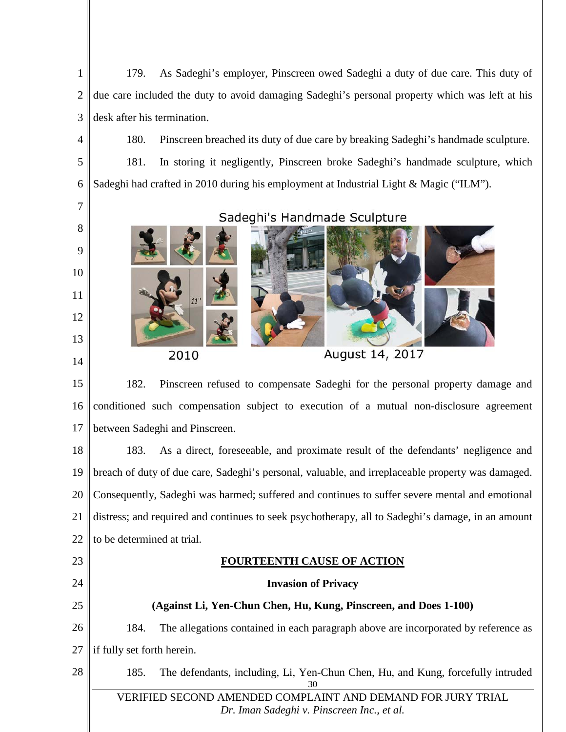179. As Sadeghi's employer, Pinscreen owed Sadeghi a duty of due care. This duty of due care included the duty to avoid damaging Sadeghi's personal property which was left at his desk after his termination.

180. Pinscreen breached its duty of due care by breaking Sadeghi's handmade sculpture.

181. In storing it negligently, Pinscreen broke Sadeghi's handmade sculpture, which Sadeghi had crafted in 2010 during his employment at Industrial Light & Magic ("ILM").

Sadeghi's Handmade Sculpture

2010 August 14, 2017

182. Pinscreen refused to compensate Sadeghi for the personal property damage and conditioned such compensation subject to execution of a mutual non-disclosure agreement between Sadeghi and Pinscreen.

183. As a direct, foreseeable, and proximate result of the defendants' negligence and breach of duty of due care, Sadeghi's personal, valuable, and irreplaceable property was damaged. Consequently, Sadeghi was harmed; suffered and continues to suffer severe mental and emotional distress; and required and continues to seek psychotherapy, all to Sadeghi's damage, in an amount to be determined at trial.

**FOURTEENTH CAUSE OF ACTION**

**Invasion of Privacy**

**(Against Li, Yen-Chun Chen, Hu, Kung, Pinscreen, and Does 1-100)**

184. The allegations contained in each paragraph above are incorporated by reference as if fully set forth herein.

185. The defendants, including, Li, Yen-Chun Chen, Hu, and Kung, forcefully intruded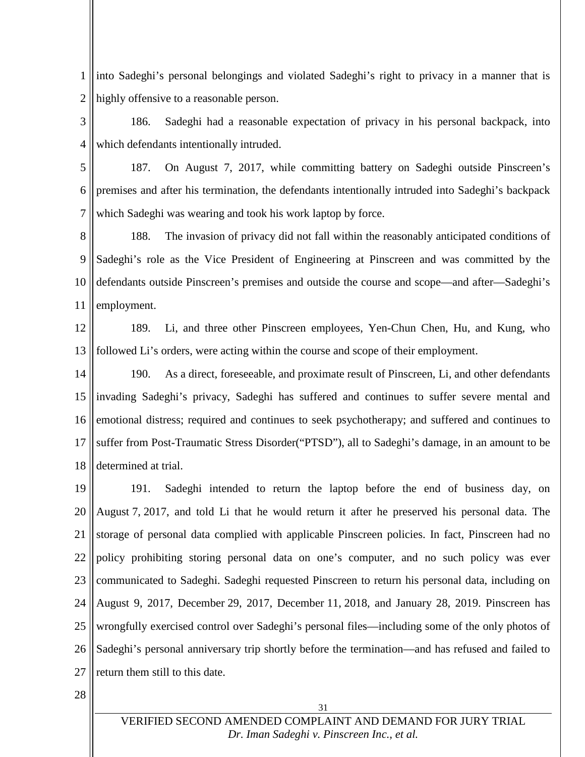into Sadeghi's personal belongings and violated Sadeghi's right to privacy in a manner that is highly offensive to a reasonable person.

186. Sadeghi had a reasonable expectation of privacy in his personal backpack, into which defendants intentionally intruded.

187. On August 7, 2017, while committing battery on Sadeghi outside Pinscreen's premises and after his termination, the defendants intentionally intruded into Sadeghi's backpack which Sadeghi was wearing and took his work laptop by force.

188. The invasion of privacy did not fall within the reasonably anticipated conditions of Sadeghi's role as the Vice President of Engineering at Pinscreen and was committed by the defendants outside Pinscreen's premises and outside the course and scope—and after—Sadeghi's employment.

189. Li, and three other Pinscreen employees, Yen-Chun Chen, Hu, and Kung, who followed Li's orders, were acting within the course and scope of their employment.

190. As a direct, foreseeable, and proximate result of Pinscreen, Li, and other defendants invading Sadeghi's privacy, Sadeghi has suffered and continues to suffer severe mental and emotional distress; required and continues to seek psychotherapy; and suffered and continues to suffer from Post-Traumatic Stress Disorder("PTSD"), all to Sadeghi's damage, in an amount to be determined at trial.

191. Sadeghi intended to return the laptop before the end of business day, on August 7, 2017, and told Li that he would return it after he preserved his personal data. The storage of personal data complied with applicable Pinscreen policies. In fact, Pinscreen had no policy prohibiting storing personal data on one's computer, and no such policy was ever communicated to Sadeghi. Sadeghi requested Pinscreen to return his personal data, including on August 9, 2017, December 29, 2017, December 11, 2018, and January 28, 2019. Pinscreen has wrongfully exercised control over Sadeghi's personal files—including some of the only photos of Sadeghi's personal anniversary trip shortly before the termination—and has refused and failed to return them still to this date.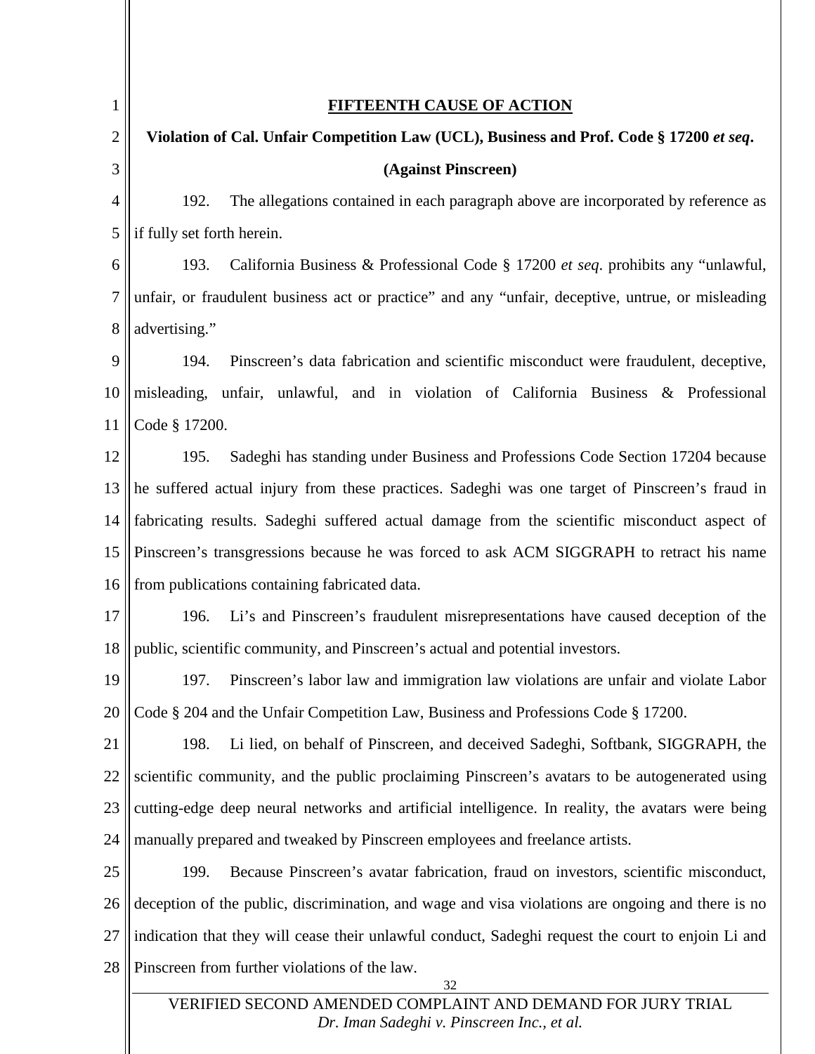## FIFTEENTH CAUSE OF ACTION

**Violation of Cal. Unfair Competition Law (UCL), Business and Prof. Code § 17200 *et seq*.**

**(Against Pinscreen)**

192. The allegations contained in each paragraph above are incorporated by reference as if fully set forth herein.

193. California Business & Professional Code § 17200 *et seq*. prohibits any "unlawful, unfair, or fraudulent business act or practice" and any "unfair, deceptive, untrue, or misleading advertising."

194. Pinscreen's data fabrication and scientific misconduct were fraudulent, deceptive, misleading, unfair, unlawful, and in violation of California Business & Professional Code § 17200.

195. Sadeghi has standing under Business and Professions Code Section 17204 because he suffered actual injury from these practices. Sadeghi was one target of Pinscreen's fraud in fabricating results. Sadeghi suffered actual damage from the scientific misconduct aspect of Pinscreen's transgressions because he was forced to ask ACM SIGGRAPH to retract his name from publications containing fabricated data.

196. Li's and Pinscreen's fraudulent misrepresentations have caused deception of the public, scientific community, and Pinscreen's actual and potential investors.

197. Pinscreen's labor law and immigration law violations are unfair and violate Labor Code § 204 and the Unfair Competition Law, Business and Professions Code § 17200.

198. Li lied, on behalf of Pinscreen, and deceived Sadeghi, Softbank, SIGGRAPH, the scientific community, and the public proclaiming Pinscreen's avatars to be autogenerated using cutting-edge deep neural networks and artificial intelligence. In reality, the avatars were being manually prepared and tweaked by Pinscreen employees and freelance artists.

199. Because Pinscreen's avatar fabrication, fraud on investors, scientific misconduct, deception of the public, discrimination, and wage and visa violations are ongoing and there is no indication that they will cease their unlawful conduct, Sadeghi request the court to enjoin Li and Pinscreen from further violations of the law.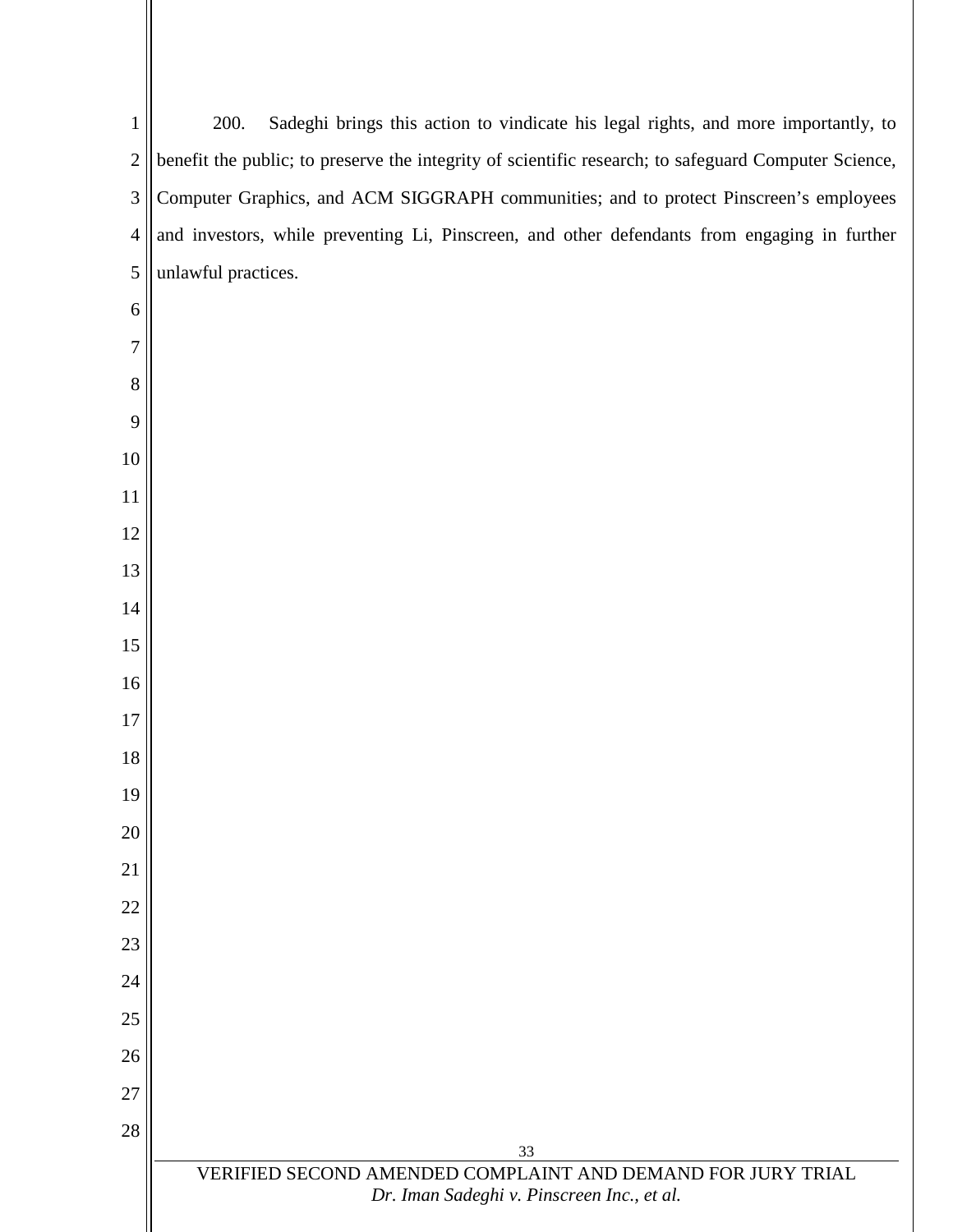200. Sadeghi brings this action to vindicate his legal rights, and more importantly, to benefit the public; to preserve the integrity of scientific research; to safeguard Computer Science, Computer Graphics, and ACM SIGGRAPH communities; and to protect Pinscreen's employees and investors, while preventing Li, Pinscreen, and other defendants from engaging in further unlawful practices.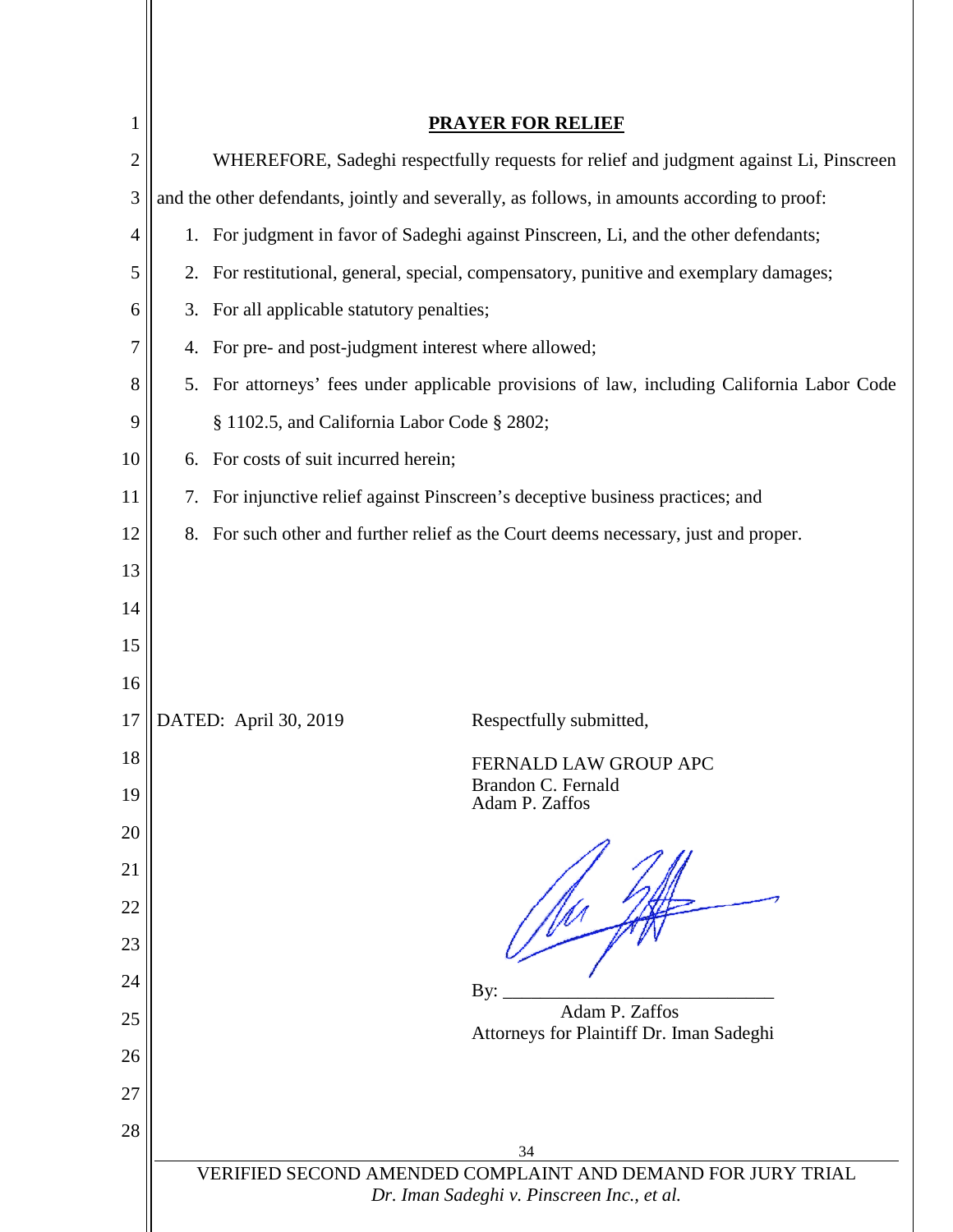## PRAYER FOR RELIEF

WHEREFORE, Sadeghi respectfully requests for relief and judgment against Li, Pinscreen and the other defendants, jointly and severally, as follows, in amounts according to proof:

1. For judgment in favor of Sadeghi against Pinscreen, Li, and the other defendants;
2. For restitutional, general, special, compensatory, punitive and exemplary damages;
3. For all applicable statutory penalties;
4. For pre- and post-judgment interest where allowed;
5. For attorneys' fees under applicable provisions of law, including California Labor Code § 1102.5, and California Labor Code § 2802;
6. For costs of suit incurred herein;
7. For injunctive relief against Pinscreen's deceptive business practices; and
8. For such other and further relief as the Court deems necessary, just and proper.

DATED: April 30, 2019

Respectfully submitted,

FERNALD LAW GROUP APC
Brandon C. Fernald
Adam P. Zaffos

By: ______________________________
Adam P. Zaffos
Attorneys for Plaintiff Dr. Iman Sadeghi

VERIFIED SECOND AMENDED COMPLAINT AND DEMAND FOR JURY TRIAL
*Dr. Iman Sadeghi v. Pinscreen Inc., et al.*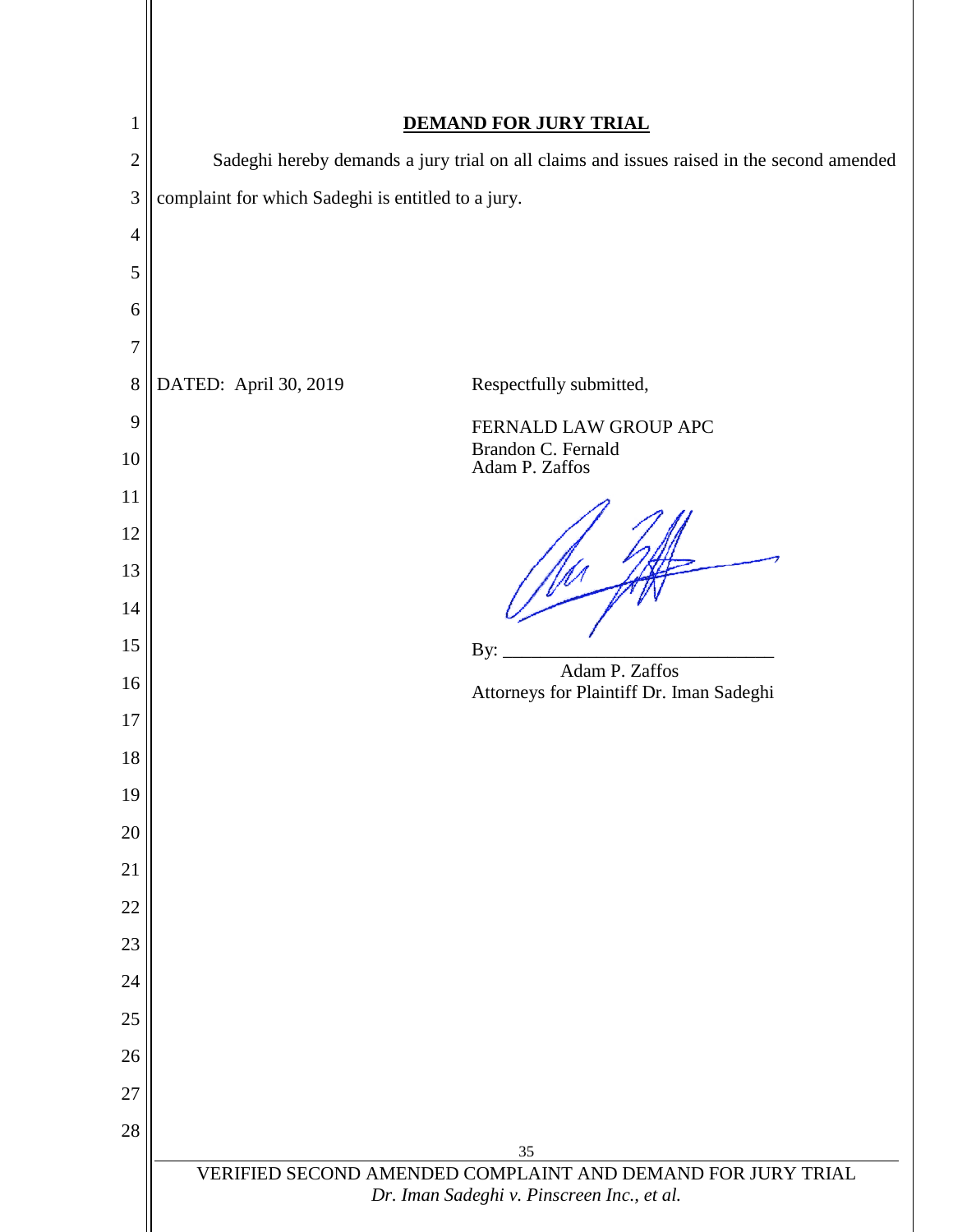## DEMAND FOR JURY TRIAL

Sadeghi hereby demands a jury trial on all claims and issues raised in the second amended complaint for which Sadeghi is entitled to a jury.

DATED: April 30, 2019

Respectfully submitted,

FERNALD LAW GROUP APC
Brandon C. Fernald
Adam P. Zaffos

By: ______________________________
Adam P. Zaffos
Attorneys for Plaintiff Dr. Iman Sadeghi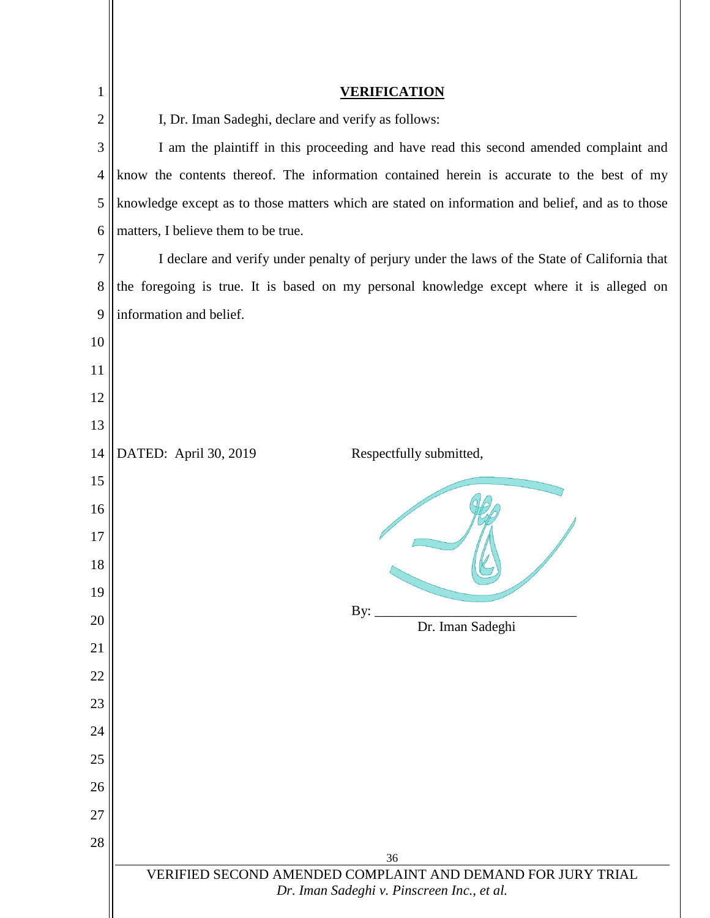**VERIFICATION**

I, Dr. Iman Sadeghi, declare and verify as follows:

I am the plaintiff in this proceeding and have read this second amended complaint and know the contents thereof. The information contained herein is accurate to the best of my knowledge except as to those matters which are stated on information and belief, and as to those matters, I believe them to be true.

I declare and verify under penalty of perjury under the laws of the State of California that the foregoing is true. It is based on my personal knowledge except where it is alleged on information and belief.

DATED: April 30, 2019

Respectfully submitted,

By: \_\_\_\_\_\_\_\_\_\_\_\_\_\_\_\_\_\_\_\_\_\_\_\_\_\_\_\_\_\_

Dr. Iman Sadeghi